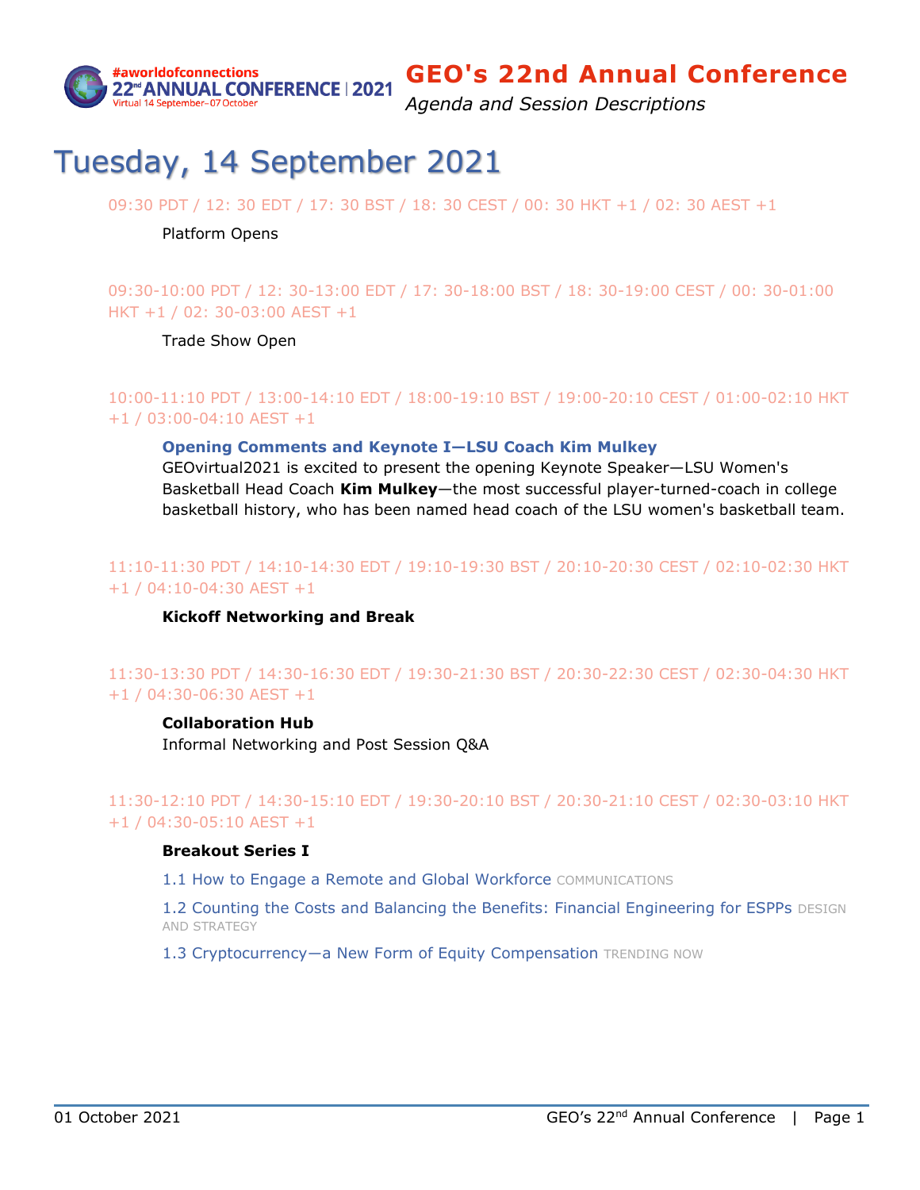# GEO's 22nd Annual Conference

*Agenda and Session Descriptions*

## Tuesday, 14 September 2021

09:30 PDT / 12: 30 EDT / 17: 30 BST / 18: 30 CEST / 00: 30 HKT +1 / 02: 30 AEST +1

Platform Opens

09:30-10:00 PDT / 12: 30-13:00 EDT / 17: 30-18:00 BST / 18: 30-19:00 CEST / 00: 30-01:00 HKT +1 / 02: 30-03:00 AEST +1

Trade Show Open

10:00-11:10 PDT / 13:00-14:10 EDT / 18:00-19:10 BST / 19:00-20:10 CEST / 01:00-02:10 HKT +1 / 03:00-04:10 AEST +1

**Opening Comments and Keynote I—LSU Coach Kim Mulkey**

GEOvirtual2021 is excited to present the opening Keynote Speaker—LSU Women's Basketball Head Coach **Kim Mulkey**—the most successful player-turned-coach in college basketball history, who has been named head coach of the LSU women's basketball team.

11:10-11:30 PDT / 14:10-14:30 EDT / 19:10-19:30 BST / 20:10-20:30 CEST / 02:10-02:30 HKT +1 / 04:10-04:30 AEST +1

**Kickoff Networking and Break**

11:30-13:30 PDT / 14:30-16:30 EDT / 19:30-21:30 BST / 20:30-22:30 CEST / 02:30-04:30 HKT +1 / 04:30-06:30 AEST +1

**Collaboration Hub**

Informal Networking and Post Session Q&A

11:30-12:10 PDT / 14:30-15:10 EDT / 19:30-20:10 BST / 20:30-21:10 CEST / 02:30-03:10 HKT +1 / 04:30-05:10 AEST +1

**Breakout Series I**

1.1 How to Engage a Remote and Global Workforce COMMUNICATIONS

1.2 Counting the Costs and Balancing the Benefits: Financial Engineering for ESPPs DESIGN AND STRATEGY

1.3 Cryptocurrency—a New Form of Equity Compensation TRENDING NOW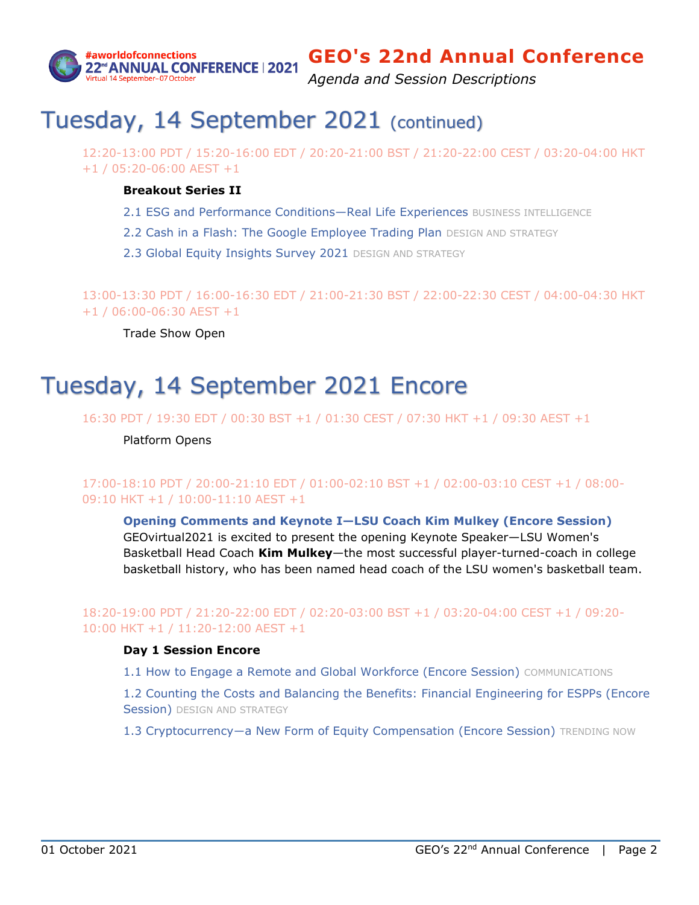# Tuesday, 14 September 2021 (continued)

12:20-13:00 PDT / 15:20-16:00 EDT / 20:20-21:00 BST / 21:20-22:00 CEST / 03:20-04:00 HKT +1 / 05:20-06:00 AEST +1

**Breakout Series II**

2.1 ESG and Performance Conditions—Real Life Experiences BUSINESS INTELLIGENCE

2.2 Cash in a Flash: The Google Employee Trading Plan DESIGN AND STRATEGY

2.3 Global Equity Insights Survey 2021 DESIGN AND STRATEGY

13:00-13:30 PDT / 16:00-16:30 EDT / 21:00-21:30 BST / 22:00-22:30 CEST / 04:00-04:30 HKT +1 / 06:00-06:30 AEST +1

Trade Show Open

# Tuesday, 14 September 2021 Encore

16:30 PDT / 19:30 EDT / 00:30 BST +1 / 01:30 CEST / 07:30 HKT +1 / 09:30 AEST +1

Platform Opens

17:00-18:10 PDT / 20:00-21:10 EDT / 01:00-02:10 BST +1 / 02:00-03:10 CEST +1 / 08:00-09:10 HKT +1 / 10:00-11:10 AEST +1

**Opening Comments and Keynote I—LSU Coach Kim Mulkey (Encore Session)**
GEOvirtual2021 is excited to present the opening Keynote Speaker—LSU Women's Basketball Head Coach **Kim Mulkey**—the most successful player-turned-coach in college basketball history, who has been named head coach of the LSU women's basketball team.

18:20-19:00 PDT / 21:20-22:00 EDT / 02:20-03:00 BST +1 / 03:20-04:00 CEST +1 / 09:20-10:00 HKT +1 / 11:20-12:00 AEST +1

**Day 1 Session Encore**

1.1 How to Engage a Remote and Global Workforce (Encore Session) COMMUNICATIONS

1.2 Counting the Costs and Balancing the Benefits: Financial Engineering for ESPPs (Encore Session) DESIGN AND STRATEGY

1.3 Cryptocurrency—a New Form of Equity Compensation (Encore Session) TRENDING NOW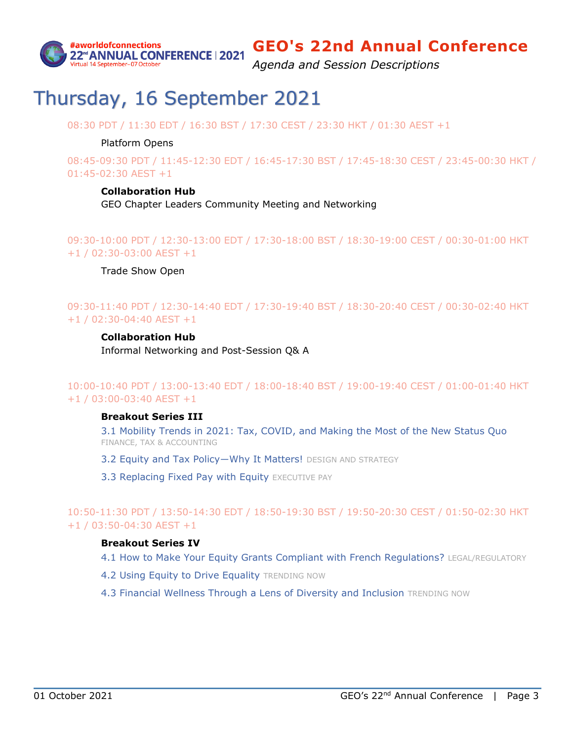# Thursday, 16 September 2021

08:30 PDT / 11:30 EDT / 16:30 BST / 17:30 CEST / 23:30 HKT / 01:30 AEST +1

Platform Opens

08:45-09:30 PDT / 11:45-12:30 EDT / 16:45-17:30 BST / 17:45-18:30 CEST / 23:45-00:30 HKT / 01:45-02:30 AEST +1

**Collaboration Hub**
GEO Chapter Leaders Community Meeting and Networking

09:30-10:00 PDT / 12:30-13:00 EDT / 17:30-18:00 BST / 18:30-19:00 CEST / 00:30-01:00 HKT +1 / 02:30-03:00 AEST +1

Trade Show Open

09:30-11:40 PDT / 12:30-14:40 EDT / 17:30-19:40 BST / 18:30-20:40 CEST / 00:30-02:40 HKT +1 / 02:30-04:40 AEST +1

**Collaboration Hub**
Informal Networking and Post-Session Q& A

10:00-10:40 PDT / 13:00-13:40 EDT / 18:00-18:40 BST / 19:00-19:40 CEST / 01:00-01:40 HKT +1 / 03:00-03:40 AEST +1

**Breakout Series III**

3.1 Mobility Trends in 2021: Tax, COVID, and Making the Most of the New Status Quo FINANCE, TAX & ACCOUNTING

3.2 Equity and Tax Policy—Why It Matters! DESIGN AND STRATEGY

3.3 Replacing Fixed Pay with Equity EXECUTIVE PAY

10:50-11:30 PDT / 13:50-14:30 EDT / 18:50-19:30 BST / 19:50-20:30 CEST / 01:50-02:30 HKT +1 / 03:50-04:30 AEST +1

**Breakout Series IV**

4.1 How to Make Your Equity Grants Compliant with French Regulations? LEGAL/REGULATORY

4.2 Using Equity to Drive Equality TRENDING NOW

4.3 Financial Wellness Through a Lens of Diversity and Inclusion TRENDING NOW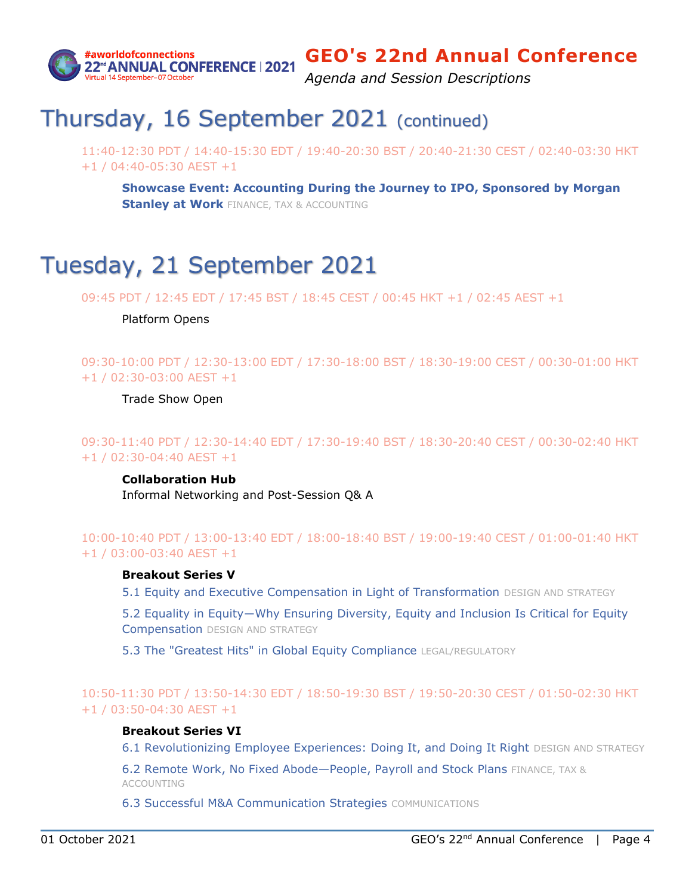# Thursday, 16 September 2021 (continued)

11:40-12:30 PDT / 14:40-15:30 EDT / 19:40-20:30 BST / 20:40-21:30 CEST / 02:40-03:30 HKT +1 / 04:40-05:30 AEST +1

**Showcase Event: Accounting During the Journey to IPO, Sponsored by Morgan Stanley at Work** FINANCE, TAX & ACCOUNTING

# Tuesday, 21 September 2021

09:45 PDT / 12:45 EDT / 17:45 BST / 18:45 CEST / 00:45 HKT +1 / 02:45 AEST +1

Platform Opens

09:30-10:00 PDT / 12:30-13:00 EDT / 17:30-18:00 BST / 18:30-19:00 CEST / 00:30-01:00 HKT +1 / 02:30-03:00 AEST +1

Trade Show Open

09:30-11:40 PDT / 12:30-14:40 EDT / 17:30-19:40 BST / 18:30-20:40 CEST / 00:30-02:40 HKT +1 / 02:30-04:40 AEST +1

**Collaboration Hub**
Informal Networking and Post-Session Q& A

10:00-10:40 PDT / 13:00-13:40 EDT / 18:00-18:40 BST / 19:00-19:40 CEST / 01:00-01:40 HKT +1 / 03:00-03:40 AEST +1

**Breakout Series V**

5.1 Equity and Executive Compensation in Light of Transformation DESIGN AND STRATEGY

5.2 Equality in Equity—Why Ensuring Diversity, Equity and Inclusion Is Critical for Equity Compensation DESIGN AND STRATEGY

5.3 The "Greatest Hits" in Global Equity Compliance LEGAL/REGULATORY

10:50-11:30 PDT / 13:50-14:30 EDT / 18:50-19:30 BST / 19:50-20:30 CEST / 01:50-02:30 HKT +1 / 03:50-04:30 AEST +1

**Breakout Series VI**

6.1 Revolutionizing Employee Experiences: Doing It, and Doing It Right DESIGN AND STRATEGY

6.2 Remote Work, No Fixed Abode—People, Payroll and Stock Plans FINANCE, TAX & ACCOUNTING

6.3 Successful M&A Communication Strategies COMMUNICATIONS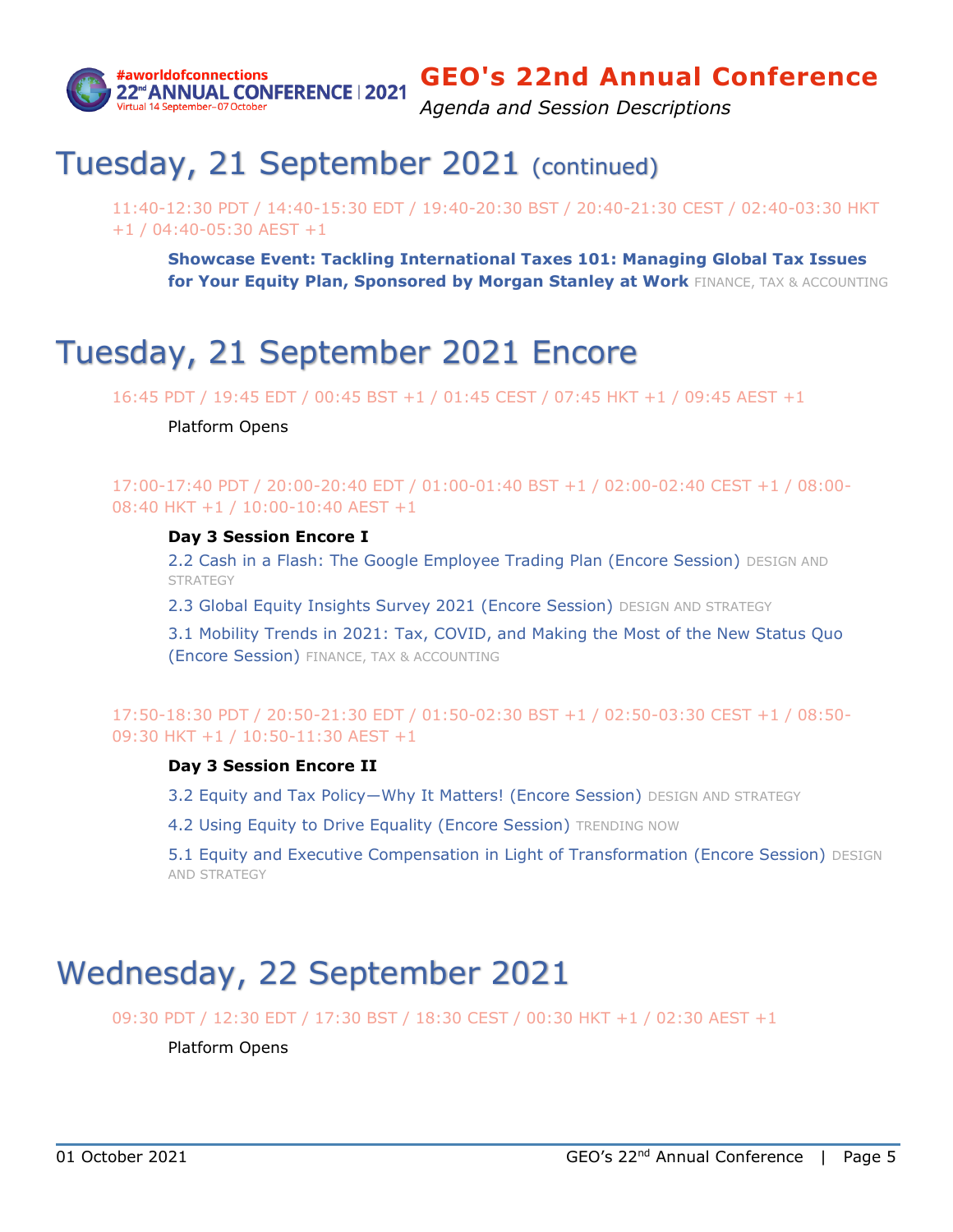# Tuesday, 21 September 2021 (continued)

11:40-12:30 PDT / 14:40-15:30 EDT / 19:40-20:30 BST / 20:40-21:30 CEST / 02:40-03:30 HKT +1 / 04:40-05:30 AEST +1

**Showcase Event: Tackling International Taxes 101: Managing Global Tax Issues for Your Equity Plan, Sponsored by Morgan Stanley at Work** FINANCE, TAX & ACCOUNTING

# Tuesday, 21 September 2021 Encore

16:45 PDT / 19:45 EDT / 00:45 BST +1 / 01:45 CEST / 07:45 HKT +1 / 09:45 AEST +1

Platform Opens

17:00-17:40 PDT / 20:00-20:40 EDT / 01:00-01:40 BST +1 / 02:00-02:40 CEST +1 / 08:00-08:40 HKT +1 / 10:00-10:40 AEST +1

**Day 3 Session Encore I**

2.2 Cash in a Flash: The Google Employee Trading Plan (Encore Session) DESIGN AND STRATEGY

2.3 Global Equity Insights Survey 2021 (Encore Session) DESIGN AND STRATEGY

3.1 Mobility Trends in 2021: Tax, COVID, and Making the Most of the New Status Quo (Encore Session) FINANCE, TAX & ACCOUNTING

17:50-18:30 PDT / 20:50-21:30 EDT / 01:50-02:30 BST +1 / 02:50-03:30 CEST +1 / 08:50-09:30 HKT +1 / 10:50-11:30 AEST +1

**Day 3 Session Encore II**

3.2 Equity and Tax Policy—Why It Matters! (Encore Session) DESIGN AND STRATEGY

4.2 Using Equity to Drive Equality (Encore Session) TRENDING NOW

5.1 Equity and Executive Compensation in Light of Transformation (Encore Session) DESIGN AND STRATEGY

# Wednesday, 22 September 2021

09:30 PDT / 12:30 EDT / 17:30 BST / 18:30 CEST / 00:30 HKT +1 / 02:30 AEST +1

Platform Opens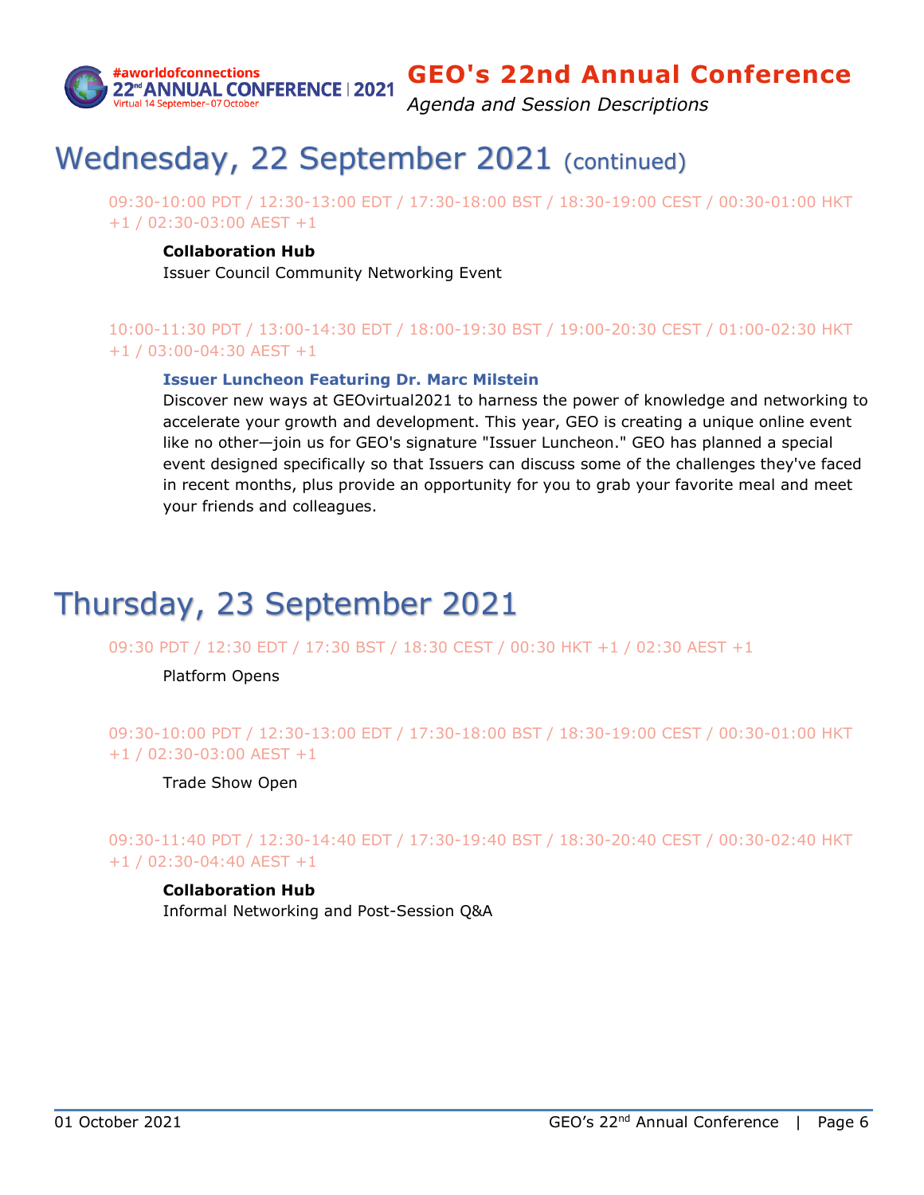## Wednesday, 22 September 2021 (continued)

09:30-10:00 PDT / 12:30-13:00 EDT / 17:30-18:00 BST / 18:30-19:00 CEST / 00:30-01:00 HKT +1 / 02:30-03:00 AEST +1

**Collaboration Hub**
Issuer Council Community Networking Event

10:00-11:30 PDT / 13:00-14:30 EDT / 18:00-19:30 BST / 19:00-20:30 CEST / 01:00-02:30 HKT +1 / 03:00-04:30 AEST +1

**Issuer Luncheon Featuring Dr. Marc Milstein**
Discover new ways at GEOvirtual2021 to harness the power of knowledge and networking to accelerate your growth and development. This year, GEO is creating a unique online event like no other—join us for GEO's signature "Issuer Luncheon." GEO has planned a special event designed specifically so that Issuers can discuss some of the challenges they've faced in recent months, plus provide an opportunity for you to grab your favorite meal and meet your friends and colleagues.

## Thursday, 23 September 2021

09:30 PDT / 12:30 EDT / 17:30 BST / 18:30 CEST / 00:30 HKT +1 / 02:30 AEST +1

Platform Opens

09:30-10:00 PDT / 12:30-13:00 EDT / 17:30-18:00 BST / 18:30-19:00 CEST / 00:30-01:00 HKT +1 / 02:30-03:00 AEST +1

Trade Show Open

09:30-11:40 PDT / 12:30-14:40 EDT / 17:30-19:40 BST / 18:30-20:40 CEST / 00:30-02:40 HKT +1 / 02:30-04:40 AEST +1

**Collaboration Hub**
Informal Networking and Post-Session Q&A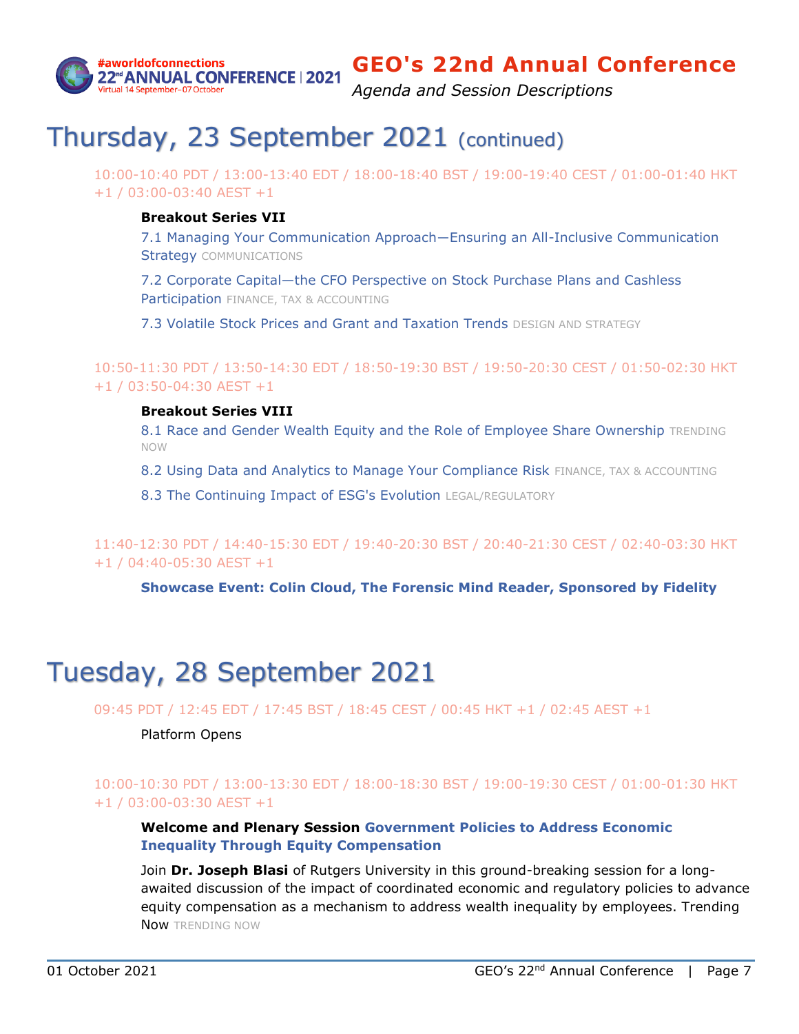# Thursday, 23 September 2021 (continued)

10:00-10:40 PDT / 13:00-13:40 EDT / 18:00-18:40 BST / 19:00-19:40 CEST / 01:00-01:40 HKT +1 / 03:00-03:40 AEST +1

**Breakout Series VII**

7.1 Managing Your Communication Approach—Ensuring an All-Inclusive Communication Strategy COMMUNICATIONS

7.2 Corporate Capital—the CFO Perspective on Stock Purchase Plans and Cashless Participation FINANCE, TAX & ACCOUNTING

7.3 Volatile Stock Prices and Grant and Taxation Trends DESIGN AND STRATEGY

10:50-11:30 PDT / 13:50-14:30 EDT / 18:50-19:30 BST / 19:50-20:30 CEST / 01:50-02:30 HKT +1 / 03:50-04:30 AEST +1

**Breakout Series VIII**

8.1 Race and Gender Wealth Equity and the Role of Employee Share Ownership TRENDING NOW

8.2 Using Data and Analytics to Manage Your Compliance Risk FINANCE, TAX & ACCOUNTING

8.3 The Continuing Impact of ESG's Evolution LEGAL/REGULATORY

11:40-12:30 PDT / 14:40-15:30 EDT / 19:40-20:30 BST / 20:40-21:30 CEST / 02:40-03:30 HKT +1 / 04:40-05:30 AEST +1

**Showcase Event: Colin Cloud, The Forensic Mind Reader, Sponsored by Fidelity**

# Tuesday, 28 September 2021

09:45 PDT / 12:45 EDT / 17:45 BST / 18:45 CEST / 00:45 HKT +1 / 02:45 AEST +1

Platform Opens

10:00-10:30 PDT / 13:00-13:30 EDT / 18:00-18:30 BST / 19:00-19:30 CEST / 01:00-01:30 HKT +1 / 03:00-03:30 AEST +1

**Welcome and Plenary Session Government Policies to Address Economic Inequality Through Equity Compensation**

Join **Dr. Joseph Blasi** of Rutgers University in this ground-breaking session for a long-awaited discussion of the impact of coordinated economic and regulatory policies to advance equity compensation as a mechanism to address wealth inequality by employees. Trending Now TRENDING NOW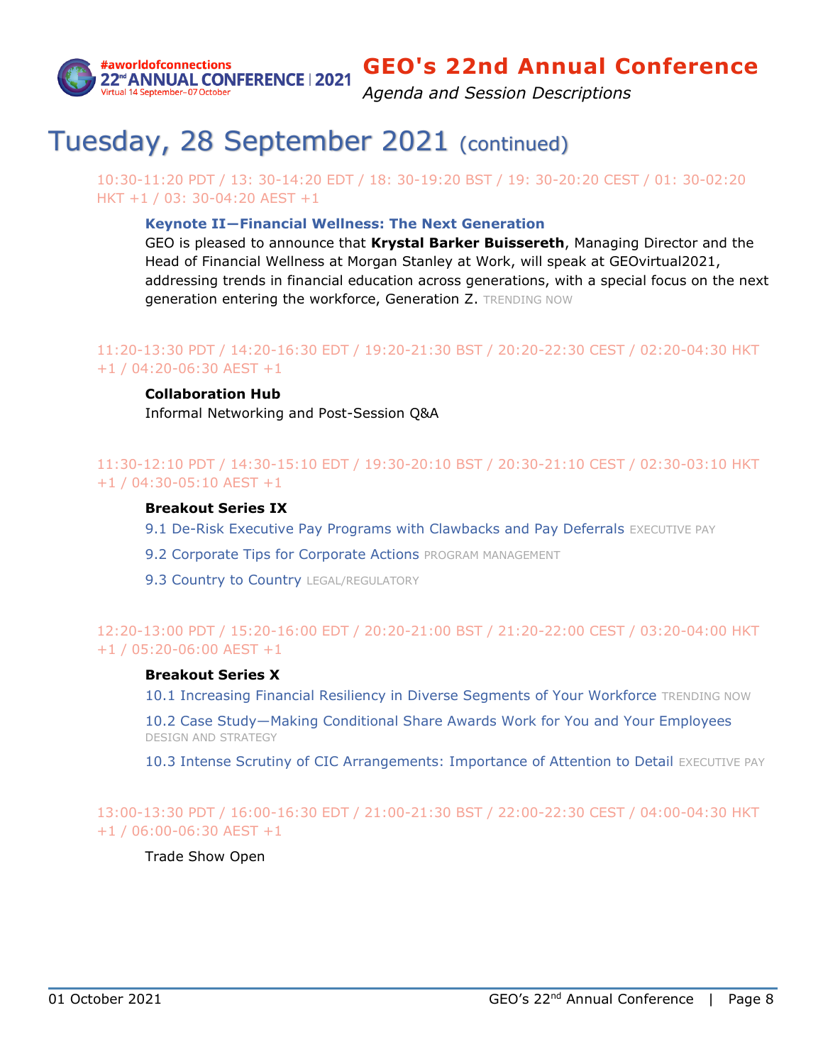# Tuesday, 28 September 2021 (continued)

10:30-11:20 PDT / 13: 30-14:20 EDT / 18: 30-19:20 BST / 19: 30-20:20 CEST / 01: 30-02:20 HKT +1 / 03: 30-04:20 AEST +1

**Keynote II—Financial Wellness: The Next Generation**

GEO is pleased to announce that **Krystal Barker Buissereth**, Managing Director and the Head of Financial Wellness at Morgan Stanley at Work, will speak at GEOvirtual2021, addressing trends in financial education across generations, with a special focus on the next generation entering the workforce, Generation Z. TRENDING NOW

11:20-13:30 PDT / 14:20-16:30 EDT / 19:20-21:30 BST / 20:20-22:30 CEST / 02:20-04:30 HKT +1 / 04:20-06:30 AEST +1

**Collaboration Hub**

Informal Networking and Post-Session Q&A

11:30-12:10 PDT / 14:30-15:10 EDT / 19:30-20:10 BST / 20:30-21:10 CEST / 02:30-03:10 HKT +1 / 04:30-05:10 AEST +1

**Breakout Series IX**

9.1 De-Risk Executive Pay Programs with Clawbacks and Pay Deferrals EXECUTIVE PAY

9.2 Corporate Tips for Corporate Actions PROGRAM MANAGEMENT

9.3 Country to Country LEGAL/REGULATORY

12:20-13:00 PDT / 15:20-16:00 EDT / 20:20-21:00 BST / 21:20-22:00 CEST / 03:20-04:00 HKT +1 / 05:20-06:00 AEST +1

**Breakout Series X**

10.1 Increasing Financial Resiliency in Diverse Segments of Your Workforce TRENDING NOW

10.2 Case Study—Making Conditional Share Awards Work for You and Your Employees DESIGN AND STRATEGY

10.3 Intense Scrutiny of CIC Arrangements: Importance of Attention to Detail EXECUTIVE PAY

13:00-13:30 PDT / 16:00-16:30 EDT / 21:00-21:30 BST / 22:00-22:30 CEST / 04:00-04:30 HKT +1 / 06:00-06:30 AEST +1

Trade Show Open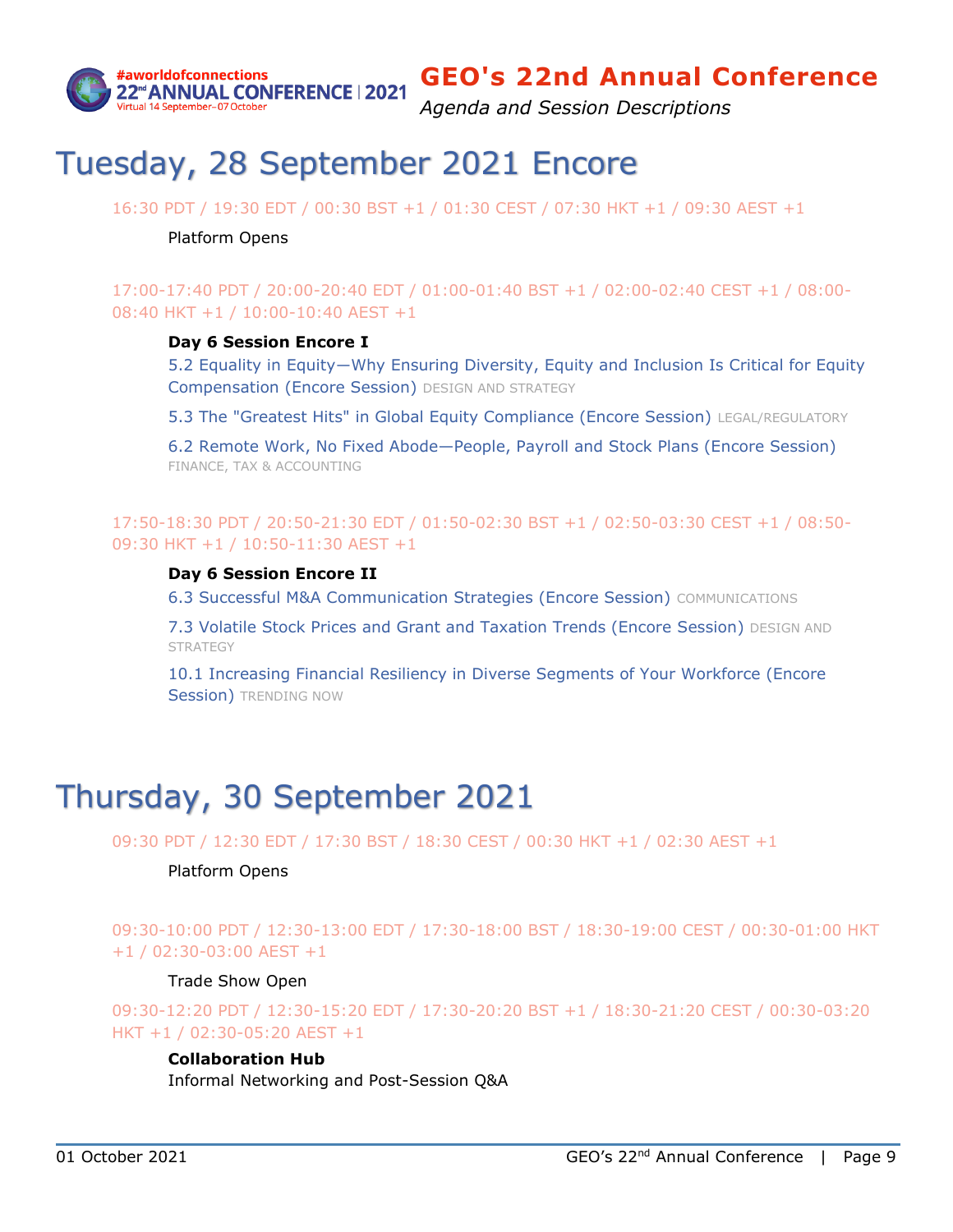# Tuesday, 28 September 2021 Encore

16:30 PDT / 19:30 EDT / 00:30 BST +1 / 01:30 CEST / 07:30 HKT +1 / 09:30 AEST +1

Platform Opens

17:00-17:40 PDT / 20:00-20:40 EDT / 01:00-01:40 BST +1 / 02:00-02:40 CEST +1 / 08:00-08:40 HKT +1 / 10:00-10:40 AEST +1

**Day 6 Session Encore I**

5.2 Equality in Equity—Why Ensuring Diversity, Equity and Inclusion Is Critical for Equity Compensation (Encore Session) DESIGN AND STRATEGY

5.3 The "Greatest Hits" in Global Equity Compliance (Encore Session) LEGAL/REGULATORY

6.2 Remote Work, No Fixed Abode—People, Payroll and Stock Plans (Encore Session) FINANCE, TAX & ACCOUNTING

17:50-18:30 PDT / 20:50-21:30 EDT / 01:50-02:30 BST +1 / 02:50-03:30 CEST +1 / 08:50-09:30 HKT +1 / 10:50-11:30 AEST +1

**Day 6 Session Encore II**

6.3 Successful M&A Communication Strategies (Encore Session) COMMUNICATIONS

7.3 Volatile Stock Prices and Grant and Taxation Trends (Encore Session) DESIGN AND STRATEGY

10.1 Increasing Financial Resiliency in Diverse Segments of Your Workforce (Encore Session) TRENDING NOW

# Thursday, 30 September 2021

09:30 PDT / 12:30 EDT / 17:30 BST / 18:30 CEST / 00:30 HKT +1 / 02:30 AEST +1

Platform Opens

09:30-10:00 PDT / 12:30-13:00 EDT / 17:30-18:00 BST / 18:30-19:00 CEST / 00:30-01:00 HKT +1 / 02:30-03:00 AEST +1

Trade Show Open

09:30-12:20 PDT / 12:30-15:20 EDT / 17:30-20:20 BST +1 / 18:30-21:20 CEST / 00:30-03:20 HKT +1 / 02:30-05:20 AEST +1

**Collaboration Hub**
Informal Networking and Post-Session Q&A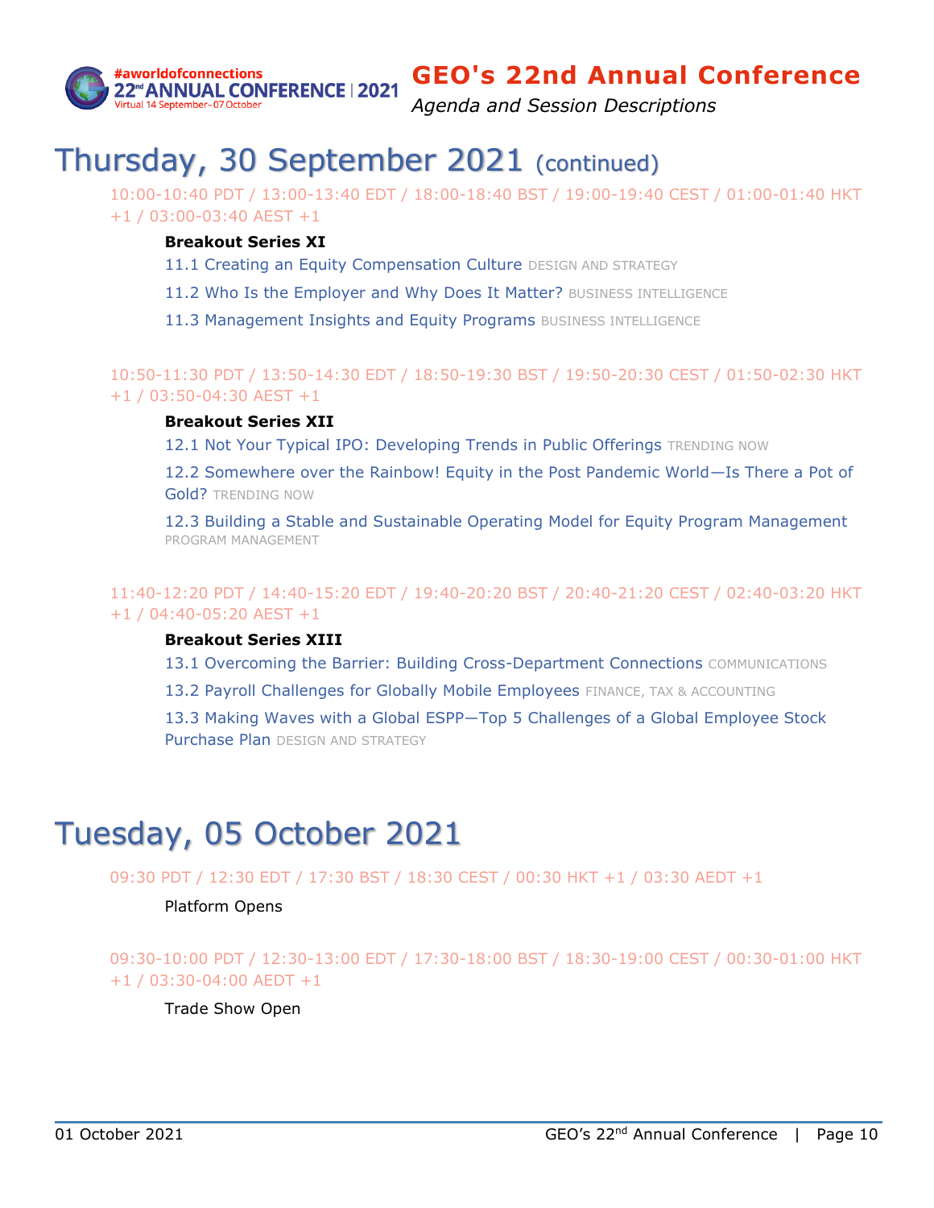# Thursday, 30 September 2021 (continued)

10:00-10:40 PDT / 13:00-13:40 EDT / 18:00-18:40 BST / 19:00-19:40 CEST / 01:00-01:40 HKT +1 / 03:00-03:40 AEST +1

**Breakout Series XI**

11.1 Creating an Equity Compensation Culture DESIGN AND STRATEGY

11.2 Who Is the Employer and Why Does It Matter? BUSINESS INTELLIGENCE

11.3 Management Insights and Equity Programs BUSINESS INTELLIGENCE

10:50-11:30 PDT / 13:50-14:30 EDT / 18:50-19:30 BST / 19:50-20:30 CEST / 01:50-02:30 HKT +1 / 03:50-04:30 AEST +1

**Breakout Series XII**

12.1 Not Your Typical IPO: Developing Trends in Public Offerings TRENDING NOW

12.2 Somewhere over the Rainbow! Equity in the Post Pandemic World—Is There a Pot of Gold? TRENDING NOW

12.3 Building a Stable and Sustainable Operating Model for Equity Program Management PROGRAM MANAGEMENT

11:40-12:20 PDT / 14:40-15:20 EDT / 19:40-20:20 BST / 20:40-21:20 CEST / 02:40-03:20 HKT +1 / 04:40-05:20 AEST +1

**Breakout Series XIII**

13.1 Overcoming the Barrier: Building Cross-Department Connections COMMUNICATIONS

13.2 Payroll Challenges for Globally Mobile Employees FINANCE, TAX & ACCOUNTING

13.3 Making Waves with a Global ESPP—Top 5 Challenges of a Global Employee Stock Purchase Plan DESIGN AND STRATEGY

# Tuesday, 05 October 2021

09:30 PDT / 12:30 EDT / 17:30 BST / 18:30 CEST / 00:30 HKT +1 / 03:30 AEDT +1

Platform Opens

09:30-10:00 PDT / 12:30-13:00 EDT / 17:30-18:00 BST / 18:30-19:00 CEST / 00:30-01:00 HKT +1 / 03:30-04:00 AEDT +1

Trade Show Open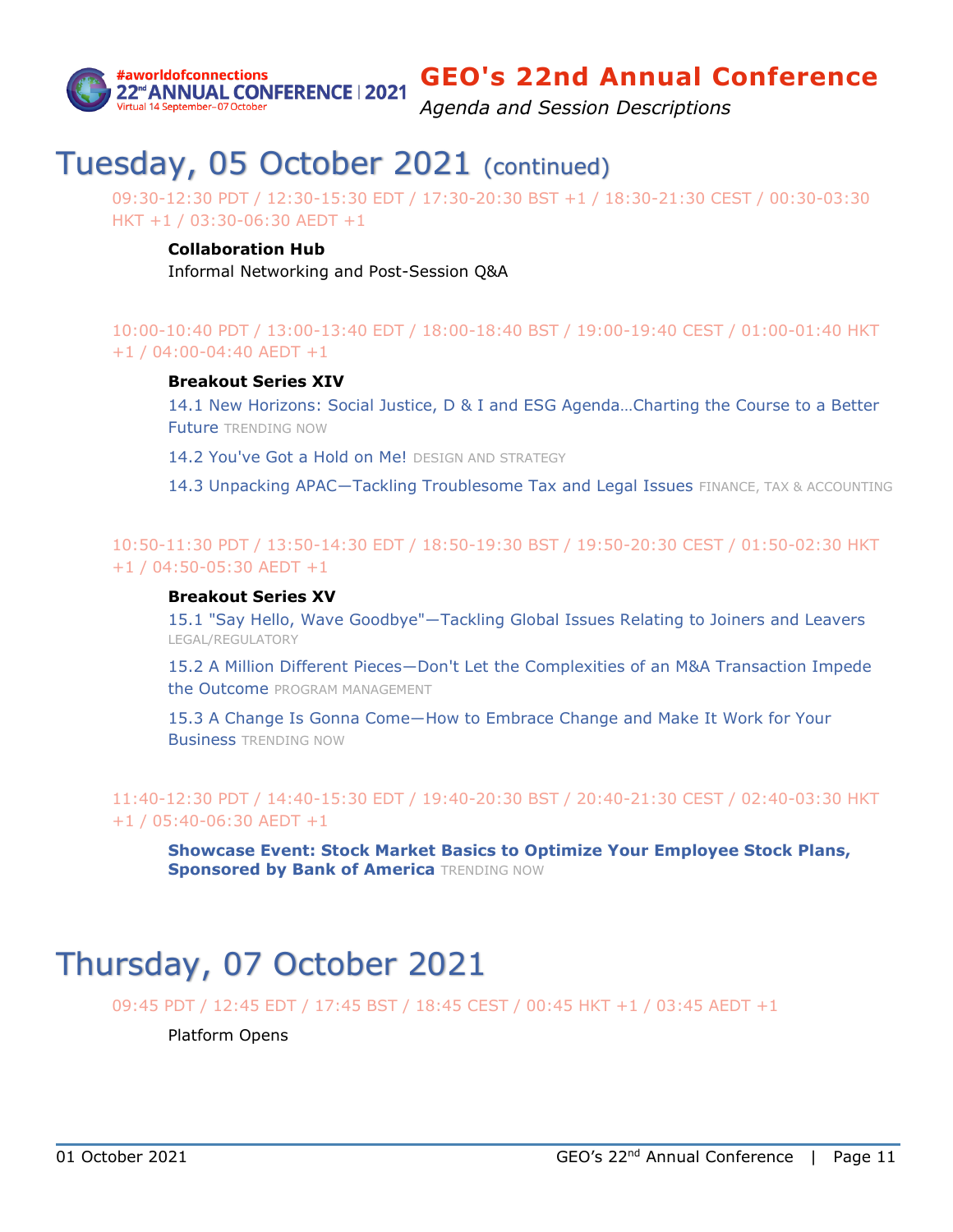## Tuesday, 05 October 2021 (continued)

09:30-12:30 PDT / 12:30-15:30 EDT / 17:30-20:30 BST +1 / 18:30-21:30 CEST / 00:30-03:30 HKT +1 / 03:30-06:30 AEDT +1

**Collaboration Hub**
Informal Networking and Post-Session Q&A

10:00-10:40 PDT / 13:00-13:40 EDT / 18:00-18:40 BST / 19:00-19:40 CEST / 01:00-01:40 HKT +1 / 04:00-04:40 AEDT +1

**Breakout Series XIV**

14.1 New Horizons: Social Justice, D & I and ESG Agenda…Charting the Course to a Better Future TRENDING NOW

14.2 You've Got a Hold on Me! DESIGN AND STRATEGY

14.3 Unpacking APAC—Tackling Troublesome Tax and Legal Issues FINANCE, TAX & ACCOUNTING

10:50-11:30 PDT / 13:50-14:30 EDT / 18:50-19:30 BST / 19:50-20:30 CEST / 01:50-02:30 HKT +1 / 04:50-05:30 AEDT +1

**Breakout Series XV**

15.1 "Say Hello, Wave Goodbye"—Tackling Global Issues Relating to Joiners and Leavers LEGAL/REGULATORY

15.2 A Million Different Pieces—Don't Let the Complexities of an M&A Transaction Impede the Outcome PROGRAM MANAGEMENT

15.3 A Change Is Gonna Come—How to Embrace Change and Make It Work for Your Business TRENDING NOW

11:40-12:30 PDT / 14:40-15:30 EDT / 19:40-20:30 BST / 20:40-21:30 CEST / 02:40-03:30 HKT +1 / 05:40-06:30 AEDT +1

**Showcase Event: Stock Market Basics to Optimize Your Employee Stock Plans, Sponsored by Bank of America** TRENDING NOW

## Thursday, 07 October 2021

09:45 PDT / 12:45 EDT / 17:45 BST / 18:45 CEST / 00:45 HKT +1 / 03:45 AEDT +1

Platform Opens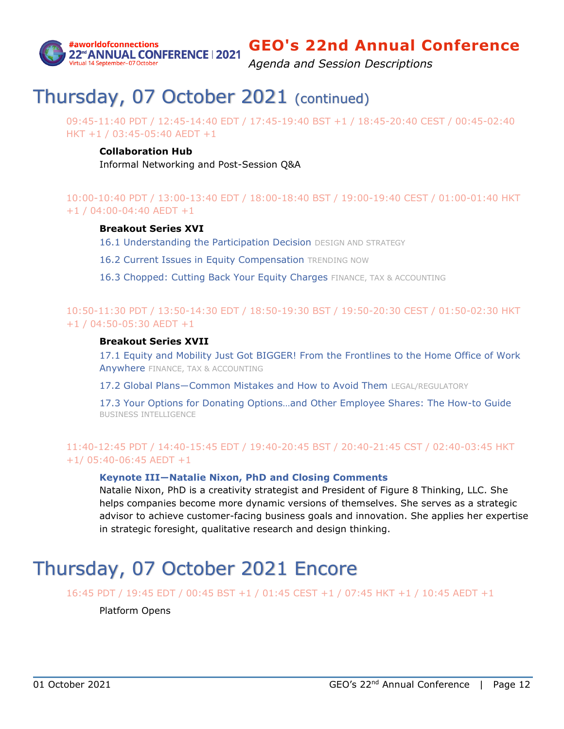# Thursday, 07 October 2021 (continued)

09:45-11:40 PDT / 12:45-14:40 EDT / 17:45-19:40 BST +1 / 18:45-20:40 CEST / 00:45-02:40 HKT +1 / 03:45-05:40 AEDT +1

**Collaboration Hub**
Informal Networking and Post-Session Q&A

10:00-10:40 PDT / 13:00-13:40 EDT / 18:00-18:40 BST / 19:00-19:40 CEST / 01:00-01:40 HKT +1 / 04:00-04:40 AEDT +1

**Breakout Series XVI**

16.1 Understanding the Participation Decision DESIGN AND STRATEGY

16.2 Current Issues in Equity Compensation TRENDING NOW

16.3 Chopped: Cutting Back Your Equity Charges FINANCE, TAX & ACCOUNTING

10:50-11:30 PDT / 13:50-14:30 EDT / 18:50-19:30 BST / 19:50-20:30 CEST / 01:50-02:30 HKT +1 / 04:50-05:30 AEDT +1

**Breakout Series XVII**

17.1 Equity and Mobility Just Got BIGGER! From the Frontlines to the Home Office of Work Anywhere FINANCE, TAX & ACCOUNTING

17.2 Global Plans—Common Mistakes and How to Avoid Them LEGAL/REGULATORY

17.3 Your Options for Donating Options…and Other Employee Shares: The How-to Guide BUSINESS INTELLIGENCE

11:40-12:45 PDT / 14:40-15:45 EDT / 19:40-20:45 BST / 20:40-21:45 CST / 02:40-03:45 HKT +1/ 05:40-06:45 AEDT +1

**Keynote III—Natalie Nixon, PhD and Closing Comments**
Natalie Nixon, PhD is a creativity strategist and President of Figure 8 Thinking, LLC. She helps companies become more dynamic versions of themselves. She serves as a strategic advisor to achieve customer-facing business goals and innovation. She applies her expertise in strategic foresight, qualitative research and design thinking.

# Thursday, 07 October 2021 Encore

16:45 PDT / 19:45 EDT / 00:45 BST +1 / 01:45 CEST +1 / 07:45 HKT +1 / 10:45 AEDT +1

Platform Opens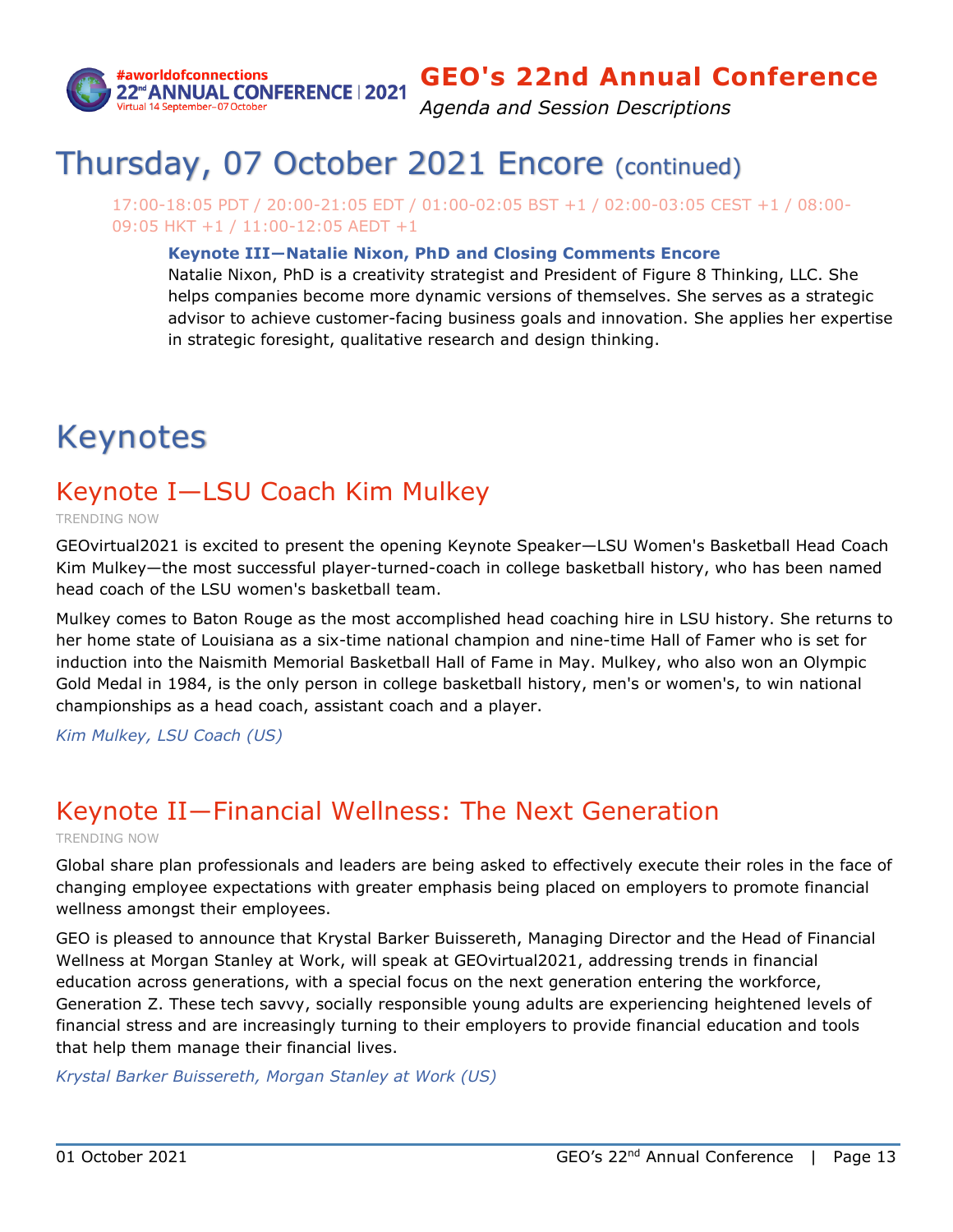# Thursday, 07 October 2021 Encore (continued)

17:00-18:05 PDT / 20:00-21:05 EDT / 01:00-02:05 BST +1 / 02:00-03:05 CEST +1 / 08:00-09:05 HKT +1 / 11:00-12:05 AEDT +1

**Keynote III—Natalie Nixon, PhD and Closing Comments Encore**
Natalie Nixon, PhD is a creativity strategist and President of Figure 8 Thinking, LLC. She helps companies become more dynamic versions of themselves. She serves as a strategic advisor to achieve customer-facing business goals and innovation. She applies her expertise in strategic foresight, qualitative research and design thinking.

# Keynotes

## Keynote I—LSU Coach Kim Mulkey

TRENDING NOW

GEOvirtual2021 is excited to present the opening Keynote Speaker—LSU Women's Basketball Head Coach Kim Mulkey—the most successful player-turned-coach in college basketball history, who has been named head coach of the LSU women's basketball team.

Mulkey comes to Baton Rouge as the most accomplished head coaching hire in LSU history. She returns to her home state of Louisiana as a six-time national champion and nine-time Hall of Famer who is set for induction into the Naismith Memorial Basketball Hall of Fame in May. Mulkey, who also won an Olympic Gold Medal in 1984, is the only person in college basketball history, men's or women's, to win national championships as a head coach, assistant coach and a player.

*Kim Mulkey, LSU Coach (US)*

## Keynote II—Financial Wellness: The Next Generation

TRENDING NOW

Global share plan professionals and leaders are being asked to effectively execute their roles in the face of changing employee expectations with greater emphasis being placed on employers to promote financial wellness amongst their employees.

GEO is pleased to announce that Krystal Barker Buissereth, Managing Director and the Head of Financial Wellness at Morgan Stanley at Work, will speak at GEOvirtual2021, addressing trends in financial education across generations, with a special focus on the next generation entering the workforce, Generation Z. These tech savvy, socially responsible young adults are experiencing heightened levels of financial stress and are increasingly turning to their employers to provide financial education and tools that help them manage their financial lives.

*Krystal Barker Buissereth, Morgan Stanley at Work (US)*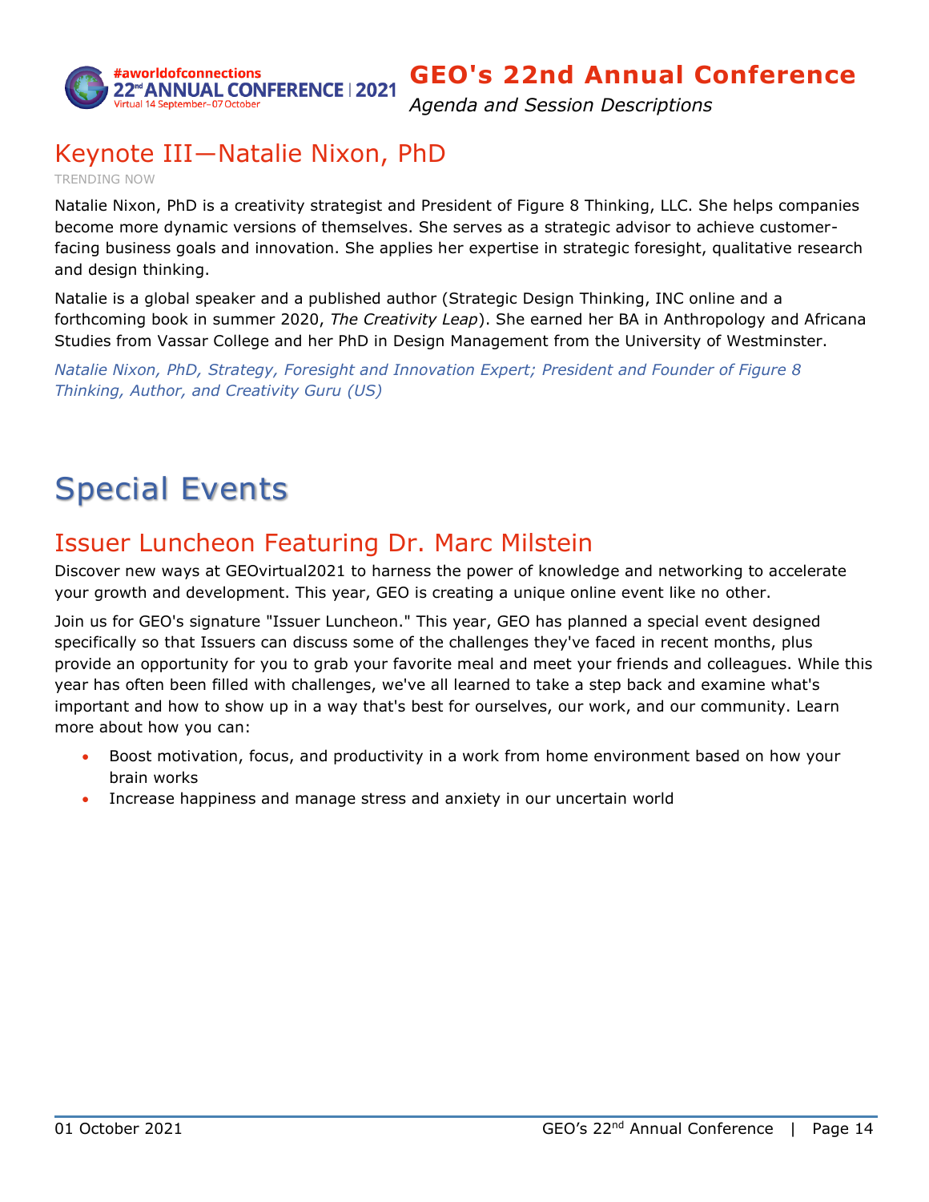## Keynote III—Natalie Nixon, PhD

TRENDING NOW

Natalie Nixon, PhD is a creativity strategist and President of Figure 8 Thinking, LLC. She helps companies become more dynamic versions of themselves. She serves as a strategic advisor to achieve customer-facing business goals and innovation. She applies her expertise in strategic foresight, qualitative research and design thinking.

Natalie is a global speaker and a published author (Strategic Design Thinking, INC online and a forthcoming book in summer 2020, *The Creativity Leap*). She earned her BA in Anthropology and Africana Studies from Vassar College and her PhD in Design Management from the University of Westminster.

*Natalie Nixon, PhD, Strategy, Foresight and Innovation Expert; President and Founder of Figure 8 Thinking, Author, and Creativity Guru (US)*

# Special Events

## Issuer Luncheon Featuring Dr. Marc Milstein

Discover new ways at GEOvirtual2021 to harness the power of knowledge and networking to accelerate your growth and development. This year, GEO is creating a unique online event like no other.

Join us for GEO's signature "Issuer Luncheon." This year, GEO has planned a special event designed specifically so that Issuers can discuss some of the challenges they've faced in recent months, plus provide an opportunity for you to grab your favorite meal and meet your friends and colleagues. While this year has often been filled with challenges, we've all learned to take a step back and examine what's important and how to show up in a way that's best for ourselves, our work, and our community. Learn more about how you can:

- Boost motivation, focus, and productivity in a work from home environment based on how your brain works
- Increase happiness and manage stress and anxiety in our uncertain world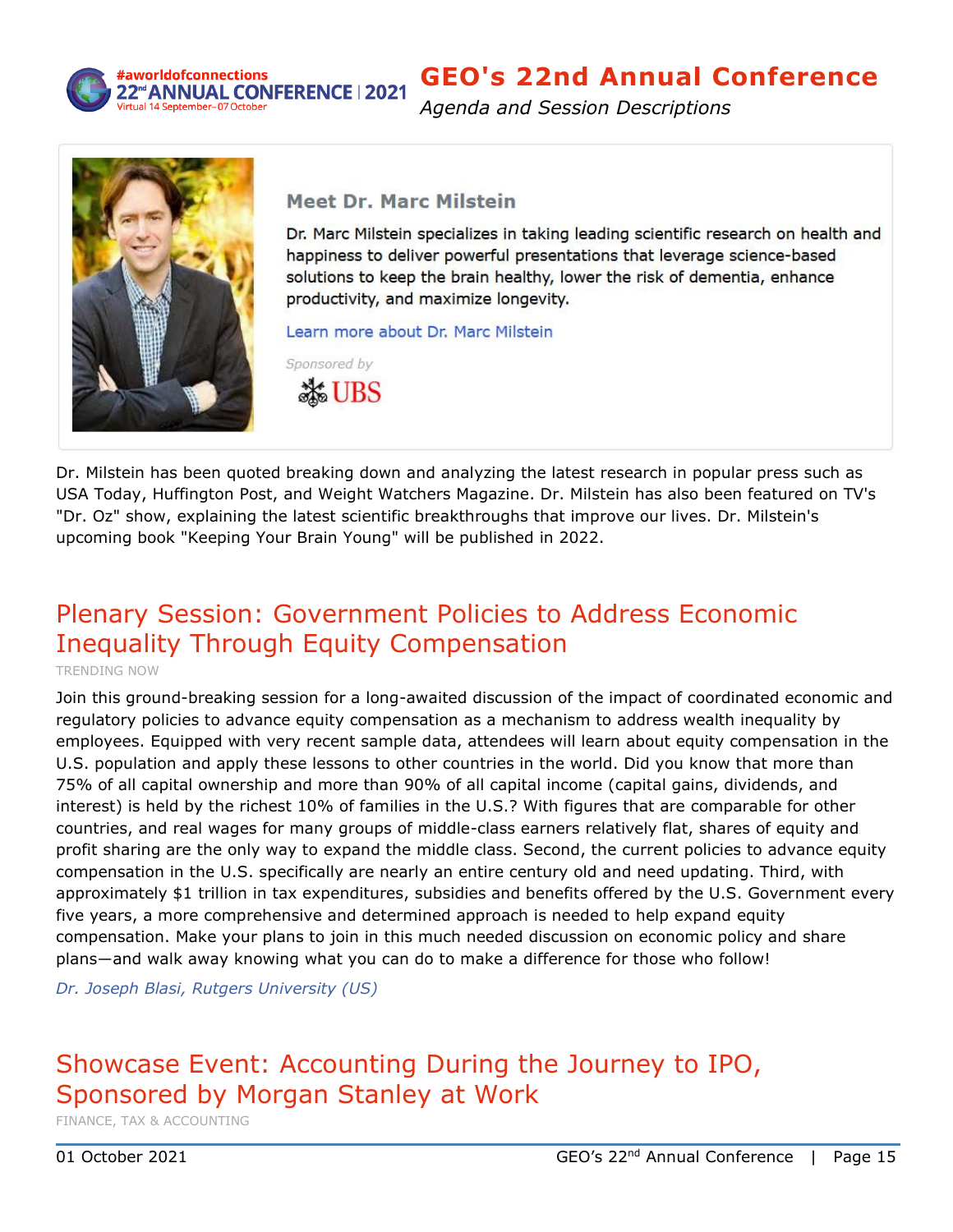### Meet Dr. Marc Milstein

Dr. Marc Milstein specializes in taking leading scientific research on health and happiness to deliver powerful presentations that leverage science-based solutions to keep the brain healthy, lower the risk of dementia, enhance productivity, and maximize longevity.

Learn more about Dr. Marc Milstein

*Sponsored by*

UBS

Dr. Milstein has been quoted breaking down and analyzing the latest research in popular press such as USA Today, Huffington Post, and Weight Watchers Magazine. Dr. Milstein has also been featured on TV's "Dr. Oz" show, explaining the latest scientific breakthroughs that improve our lives. Dr. Milstein's upcoming book "Keeping Your Brain Young" will be published in 2022.

## Plenary Session: Government Policies to Address Economic Inequality Through Equity Compensation

TRENDING NOW

Join this ground-breaking session for a long-awaited discussion of the impact of coordinated economic and regulatory policies to advance equity compensation as a mechanism to address wealth inequality by employees. Equipped with very recent sample data, attendees will learn about equity compensation in the U.S. population and apply these lessons to other countries in the world. Did you know that more than 75% of all capital ownership and more than 90% of all capital income (capital gains, dividends, and interest) is held by the richest 10% of families in the U.S.? With figures that are comparable for other countries, and real wages for many groups of middle-class earners relatively flat, shares of equity and profit sharing are the only way to expand the middle class. Second, the current policies to advance equity compensation in the U.S. specifically are nearly an entire century old and need updating. Third, with approximately $1 trillion in tax expenditures, subsidies and benefits offered by the U.S. Government every five years, a more comprehensive and determined approach is needed to help expand equity compensation. Make your plans to join in this much needed discussion on economic policy and share plans—and walk away knowing what you can do to make a difference for those who follow!

*Dr. Joseph Blasi, Rutgers University (US)*

## Showcase Event: Accounting During the Journey to IPO, Sponsored by Morgan Stanley at Work

FINANCE, TAX & ACCOUNTING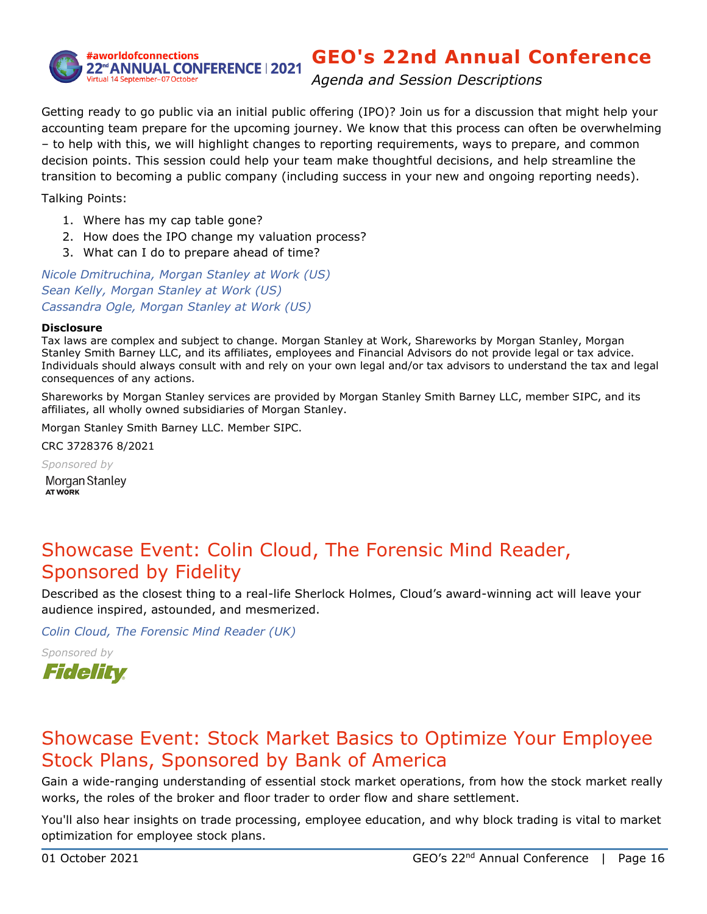Getting ready to go public via an initial public offering (IPO)? Join us for a discussion that might help your accounting team prepare for the upcoming journey. We know that this process can often be overwhelming – to help with this, we will highlight changes to reporting requirements, ways to prepare, and common decision points. This session could help your team make thoughtful decisions, and help streamline the transition to becoming a public company (including success in your new and ongoing reporting needs).

Talking Points:

1. Where has my cap table gone?
2. How does the IPO change my valuation process?
3. What can I do to prepare ahead of time?

*Nicole Dmitruchina, Morgan Stanley at Work (US)*
*Sean Kelly, Morgan Stanley at Work (US)*
*Cassandra Ogle, Morgan Stanley at Work (US)*

**Disclosure**
Tax laws are complex and subject to change. Morgan Stanley at Work, Shareworks by Morgan Stanley, Morgan Stanley Smith Barney LLC, and its affiliates, employees and Financial Advisors do not provide legal or tax advice. Individuals should always consult with and rely on your own legal and/or tax advisors to understand the tax and legal consequences of any actions.

Shareworks by Morgan Stanley services are provided by Morgan Stanley Smith Barney LLC, member SIPC, and its affiliates, all wholly owned subsidiaries of Morgan Stanley.

Morgan Stanley Smith Barney LLC. Member SIPC.

CRC 3728376 8/2021

*Sponsored by*

Morgan Stanley AT WORK

## Showcase Event: Colin Cloud, The Forensic Mind Reader, Sponsored by Fidelity

Described as the closest thing to a real-life Sherlock Holmes, Cloud's award-winning act will leave your audience inspired, astounded, and mesmerized.

*Colin Cloud, The Forensic Mind Reader (UK)*

*Sponsored by*

Fidelity

## Showcase Event: Stock Market Basics to Optimize Your Employee Stock Plans, Sponsored by Bank of America

Gain a wide-ranging understanding of essential stock market operations, from how the stock market really works, the roles of the broker and floor trader to order flow and share settlement.

You'll also hear insights on trade processing, employee education, and why block trading is vital to market optimization for employee stock plans.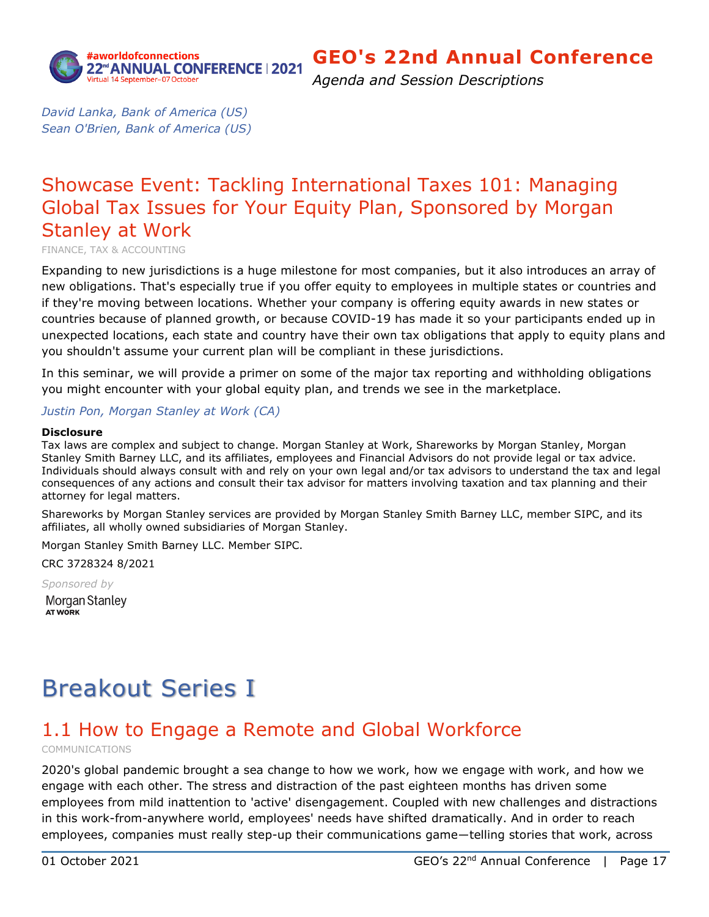*David Lanka, Bank of America (US)*
*Sean O'Brien, Bank of America (US)*

## Showcase Event: Tackling International Taxes 101: Managing Global Tax Issues for Your Equity Plan, Sponsored by Morgan Stanley at Work

FINANCE, TAX & ACCOUNTING

Expanding to new jurisdictions is a huge milestone for most companies, but it also introduces an array of new obligations. That's especially true if you offer equity to employees in multiple states or countries and if they're moving between locations. Whether your company is offering equity awards in new states or countries because of planned growth, or because COVID-19 has made it so your participants ended up in unexpected locations, each state and country have their own tax obligations that apply to equity plans and you shouldn't assume your current plan will be compliant in these jurisdictions.

In this seminar, we will provide a primer on some of the major tax reporting and withholding obligations you might encounter with your global equity plan, and trends we see in the marketplace.

*Justin Pon, Morgan Stanley at Work (CA)*

**Disclosure**
Tax laws are complex and subject to change. Morgan Stanley at Work, Shareworks by Morgan Stanley, Morgan Stanley Smith Barney LLC, and its affiliates, employees and Financial Advisors do not provide legal or tax advice. Individuals should always consult with and rely on your own legal and/or tax advisors to understand the tax and legal consequences of any actions and consult their tax advisor for matters involving taxation and tax planning and their attorney for legal matters.

Shareworks by Morgan Stanley services are provided by Morgan Stanley Smith Barney LLC, member SIPC, and its affiliates, all wholly owned subsidiaries of Morgan Stanley.

Morgan Stanley Smith Barney LLC. Member SIPC.

CRC 3728324 8/2021

*Sponsored by*

Morgan Stanley AT WORK

# Breakout Series I

## 1.1 How to Engage a Remote and Global Workforce

COMMUNICATIONS

2020's global pandemic brought a sea change to how we work, how we engage with work, and how we engage with each other. The stress and distraction of the past eighteen months has driven some employees from mild inattention to 'active' disengagement. Coupled with new challenges and distractions in this work-from-anywhere world, employees' needs have shifted dramatically. And in order to reach employees, companies must really step-up their communications game—telling stories that work, across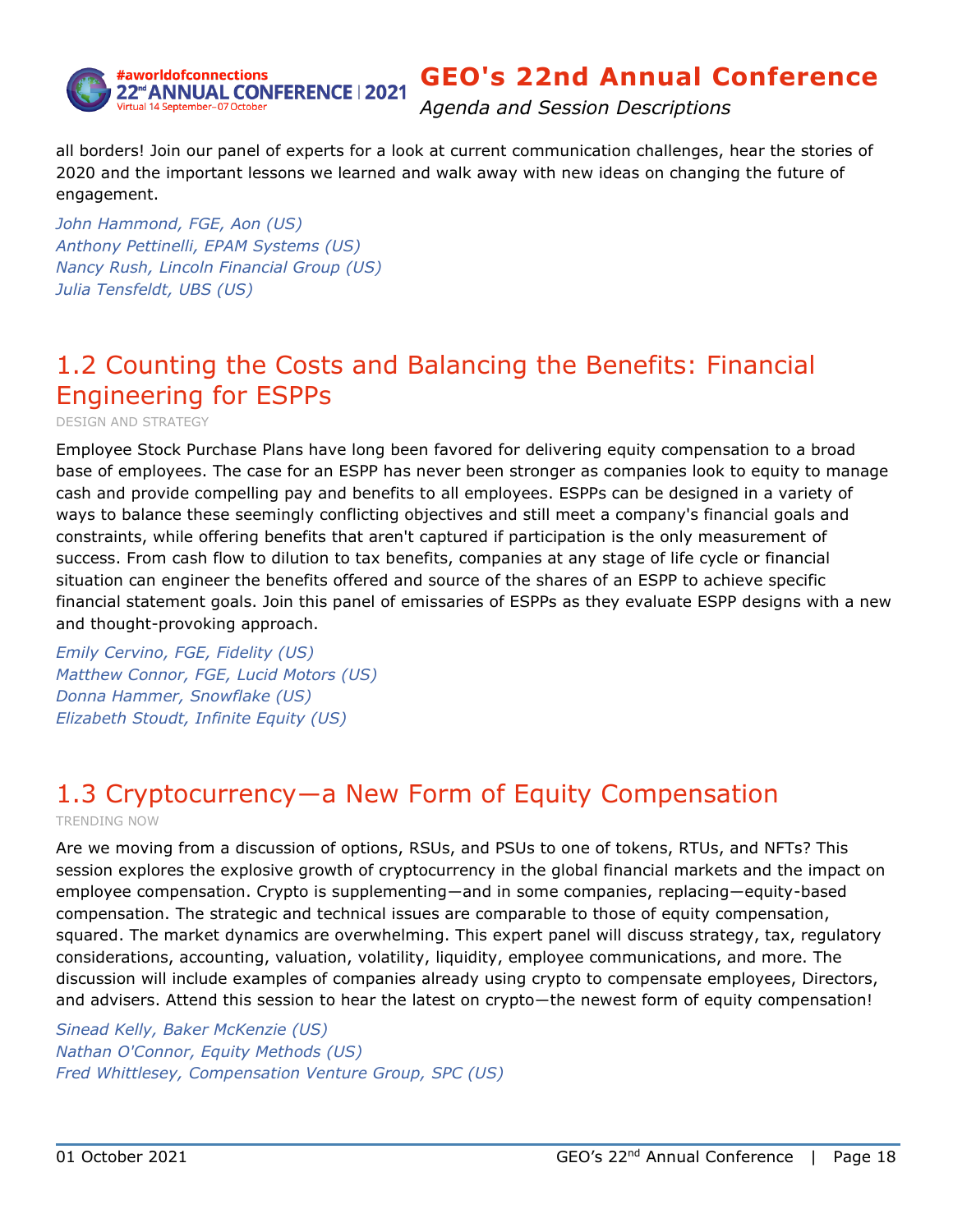all borders! Join our panel of experts for a look at current communication challenges, hear the stories of 2020 and the important lessons we learned and walk away with new ideas on changing the future of engagement.

*John Hammond, FGE, Aon (US)*
*Anthony Pettinelli, EPAM Systems (US)*
*Nancy Rush, Lincoln Financial Group (US)*
*Julia Tensfeldt, UBS (US)*

## 1.2 Counting the Costs and Balancing the Benefits: Financial Engineering for ESPPs

DESIGN AND STRATEGY

Employee Stock Purchase Plans have long been favored for delivering equity compensation to a broad base of employees. The case for an ESPP has never been stronger as companies look to equity to manage cash and provide compelling pay and benefits to all employees. ESPPs can be designed in a variety of ways to balance these seemingly conflicting objectives and still meet a company's financial goals and constraints, while offering benefits that aren't captured if participation is the only measurement of success. From cash flow to dilution to tax benefits, companies at any stage of life cycle or financial situation can engineer the benefits offered and source of the shares of an ESPP to achieve specific financial statement goals. Join this panel of emissaries of ESPPs as they evaluate ESPP designs with a new and thought-provoking approach.

*Emily Cervino, FGE, Fidelity (US)*
*Matthew Connor, FGE, Lucid Motors (US)*
*Donna Hammer, Snowflake (US)*
*Elizabeth Stoudt, Infinite Equity (US)*

## 1.3 Cryptocurrency—a New Form of Equity Compensation

TRENDING NOW

Are we moving from a discussion of options, RSUs, and PSUs to one of tokens, RTUs, and NFTs? This session explores the explosive growth of cryptocurrency in the global financial markets and the impact on employee compensation. Crypto is supplementing—and in some companies, replacing—equity-based compensation. The strategic and technical issues are comparable to those of equity compensation, squared. The market dynamics are overwhelming. This expert panel will discuss strategy, tax, regulatory considerations, accounting, valuation, volatility, liquidity, employee communications, and more. The discussion will include examples of companies already using crypto to compensate employees, Directors, and advisers. Attend this session to hear the latest on crypto—the newest form of equity compensation!

*Sinead Kelly, Baker McKenzie (US)*
*Nathan O'Connor, Equity Methods (US)*
*Fred Whittlesey, Compensation Venture Group, SPC (US)*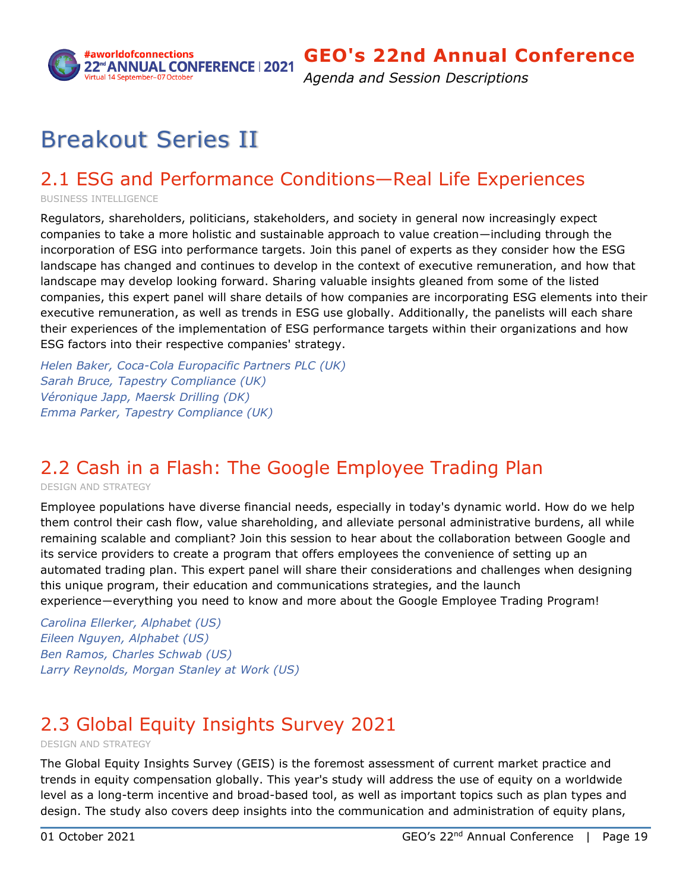# Breakout Series II

## 2.1 ESG and Performance Conditions—Real Life Experiences

BUSINESS INTELLIGENCE

Regulators, shareholders, politicians, stakeholders, and society in general now increasingly expect companies to take a more holistic and sustainable approach to value creation—including through the incorporation of ESG into performance targets. Join this panel of experts as they consider how the ESG landscape has changed and continues to develop in the context of executive remuneration, and how that landscape may develop looking forward. Sharing valuable insights gleaned from some of the listed companies, this expert panel will share details of how companies are incorporating ESG elements into their executive remuneration, as well as trends in ESG use globally. Additionally, the panelists will each share their experiences of the implementation of ESG performance targets within their organizations and how ESG factors into their respective companies' strategy.

*Helen Baker, Coca-Cola Europacific Partners PLC (UK)*
*Sarah Bruce, Tapestry Compliance (UK)*
*Véronique Japp, Maersk Drilling (DK)*
*Emma Parker, Tapestry Compliance (UK)*

## 2.2 Cash in a Flash: The Google Employee Trading Plan

DESIGN AND STRATEGY

Employee populations have diverse financial needs, especially in today's dynamic world. How do we help them control their cash flow, value shareholding, and alleviate personal administrative burdens, all while remaining scalable and compliant? Join this session to hear about the collaboration between Google and its service providers to create a program that offers employees the convenience of setting up an automated trading plan. This expert panel will share their considerations and challenges when designing this unique program, their education and communications strategies, and the launch experience—everything you need to know and more about the Google Employee Trading Program!

*Carolina Ellerker, Alphabet (US)*
*Eileen Nguyen, Alphabet (US)*
*Ben Ramos, Charles Schwab (US)*
*Larry Reynolds, Morgan Stanley at Work (US)*

## 2.3 Global Equity Insights Survey 2021

DESIGN AND STRATEGY

The Global Equity Insights Survey (GEIS) is the foremost assessment of current market practice and trends in equity compensation globally. This year's study will address the use of equity on a worldwide level as a long-term incentive and broad-based tool, as well as important topics such as plan types and design. The study also covers deep insights into the communication and administration of equity plans,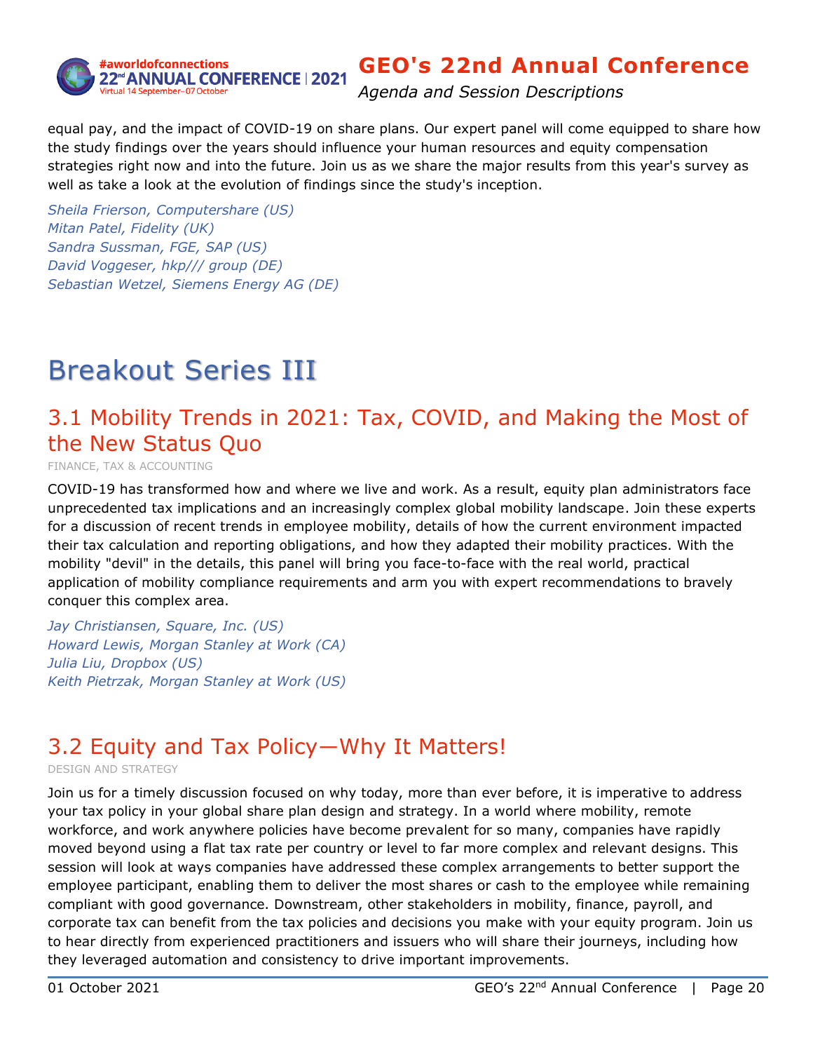equal pay, and the impact of COVID-19 on share plans. Our expert panel will come equipped to share how the study findings over the years should influence your human resources and equity compensation strategies right now and into the future. Join us as we share the major results from this year's survey as well as take a look at the evolution of findings since the study's inception.

*Sheila Frierson, Computershare (US)*
*Mitan Patel, Fidelity (UK)*
*Sandra Sussman, FGE, SAP (US)*
*David Voggeser, hkp/// group (DE)*
*Sebastian Wetzel, Siemens Energy AG (DE)*

# Breakout Series III

## 3.1 Mobility Trends in 2021: Tax, COVID, and Making the Most of the New Status Quo

FINANCE, TAX & ACCOUNTING

COVID-19 has transformed how and where we live and work. As a result, equity plan administrators face unprecedented tax implications and an increasingly complex global mobility landscape. Join these experts for a discussion of recent trends in employee mobility, details of how the current environment impacted their tax calculation and reporting obligations, and how they adapted their mobility practices. With the mobility "devil" in the details, this panel will bring you face-to-face with the real world, practical application of mobility compliance requirements and arm you with expert recommendations to bravely conquer this complex area.

*Jay Christiansen, Square, Inc. (US)*
*Howard Lewis, Morgan Stanley at Work (CA)*
*Julia Liu, Dropbox (US)*
*Keith Pietrzak, Morgan Stanley at Work (US)*

## 3.2 Equity and Tax Policy—Why It Matters!

DESIGN AND STRATEGY

Join us for a timely discussion focused on why today, more than ever before, it is imperative to address your tax policy in your global share plan design and strategy. In a world where mobility, remote workforce, and work anywhere policies have become prevalent for so many, companies have rapidly moved beyond using a flat tax rate per country or level to far more complex and relevant designs. This session will look at ways companies have addressed these complex arrangements to better support the employee participant, enabling them to deliver the most shares or cash to the employee while remaining compliant with good governance. Downstream, other stakeholders in mobility, finance, payroll, and corporate tax can benefit from the tax policies and decisions you make with your equity program. Join us to hear directly from experienced practitioners and issuers who will share their journeys, including how they leveraged automation and consistency to drive important improvements.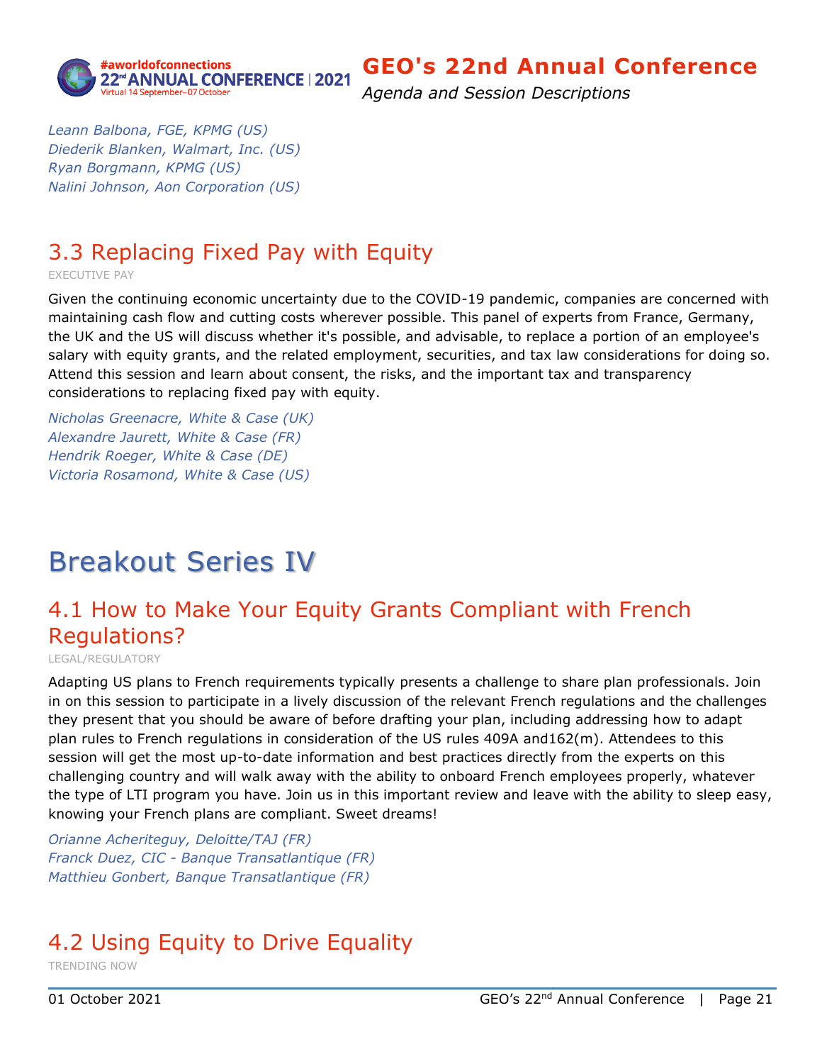*Leann Balbona, FGE, KPMG (US)*
*Diederik Blanken, Walmart, Inc. (US)*
*Ryan Borgmann, KPMG (US)*
*Nalini Johnson, Aon Corporation (US)*

## 3.3 Replacing Fixed Pay with Equity

EXECUTIVE PAY

Given the continuing economic uncertainty due to the COVID-19 pandemic, companies are concerned with maintaining cash flow and cutting costs wherever possible. This panel of experts from France, Germany, the UK and the US will discuss whether it's possible, and advisable, to replace a portion of an employee's salary with equity grants, and the related employment, securities, and tax law considerations for doing so. Attend this session and learn about consent, the risks, and the important tax and transparency considerations to replacing fixed pay with equity.

*Nicholas Greenacre, White & Case (UK)*
*Alexandre Jaurett, White & Case (FR)*
*Hendrik Roeger, White & Case (DE)*
*Victoria Rosamond, White & Case (US)*

# Breakout Series IV

## 4.1 How to Make Your Equity Grants Compliant with French Regulations?

LEGAL/REGULATORY

Adapting US plans to French requirements typically presents a challenge to share plan professionals. Join in on this session to participate in a lively discussion of the relevant French regulations and the challenges they present that you should be aware of before drafting your plan, including addressing how to adapt plan rules to French regulations in consideration of the US rules 409A and162(m). Attendees to this session will get the most up-to-date information and best practices directly from the experts on this challenging country and will walk away with the ability to onboard French employees properly, whatever the type of LTI program you have. Join us in this important review and leave with the ability to sleep easy, knowing your French plans are compliant. Sweet dreams!

*Orianne Acheriteguy, Deloitte/TAJ (FR)*
*Franck Duez, CIC - Banque Transatlantique (FR)*
*Matthieu Gonbert, Banque Transatlantique (FR)*

## 4.2 Using Equity to Drive Equality

TRENDING NOW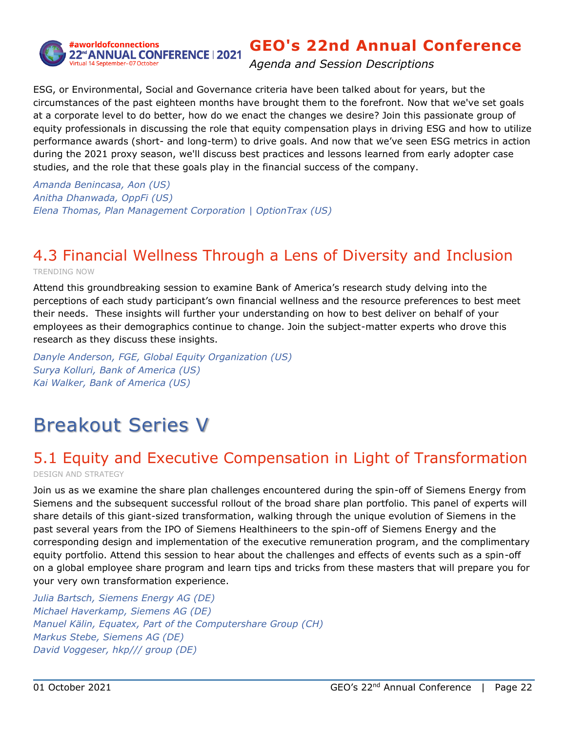ESG, or Environmental, Social and Governance criteria have been talked about for years, but the circumstances of the past eighteen months have brought them to the forefront. Now that we've set goals at a corporate level to do better, how do we enact the changes we desire? Join this passionate group of equity professionals in discussing the role that equity compensation plays in driving ESG and how to utilize performance awards (short- and long-term) to drive goals. And now that we've seen ESG metrics in action during the 2021 proxy season, we'll discuss best practices and lessons learned from early adopter case studies, and the role that these goals play in the financial success of the company.

*Amanda Benincasa, Aon (US)*
*Anitha Dhanwada, OppFi (US)*
*Elena Thomas, Plan Management Corporation | OptionTrax (US)*

## 4.3 Financial Wellness Through a Lens of Diversity and Inclusion

TRENDING NOW

Attend this groundbreaking session to examine Bank of America's research study delving into the perceptions of each study participant's own financial wellness and the resource preferences to best meet their needs. These insights will further your understanding on how to best deliver on behalf of your employees as their demographics continue to change. Join the subject-matter experts who drove this research as they discuss these insights.

*Danyle Anderson, FGE, Global Equity Organization (US)*
*Surya Kolluri, Bank of America (US)*
*Kai Walker, Bank of America (US)*

# Breakout Series V

## 5.1 Equity and Executive Compensation in Light of Transformation

DESIGN AND STRATEGY

Join us as we examine the share plan challenges encountered during the spin-off of Siemens Energy from Siemens and the subsequent successful rollout of the broad share plan portfolio. This panel of experts will share details of this giant-sized transformation, walking through the unique evolution of Siemens in the past several years from the IPO of Siemens Healthineers to the spin-off of Siemens Energy and the corresponding design and implementation of the executive remuneration program, and the complimentary equity portfolio. Attend this session to hear about the challenges and effects of events such as a spin-off on a global employee share program and learn tips and tricks from these masters that will prepare you for your very own transformation experience.

*Julia Bartsch, Siemens Energy AG (DE)*
*Michael Haverkamp, Siemens AG (DE)*
*Manuel Kälin, Equatex, Part of the Computershare Group (CH)*
*Markus Stebe, Siemens AG (DE)*
*David Voggeser, hkp/// group (DE)*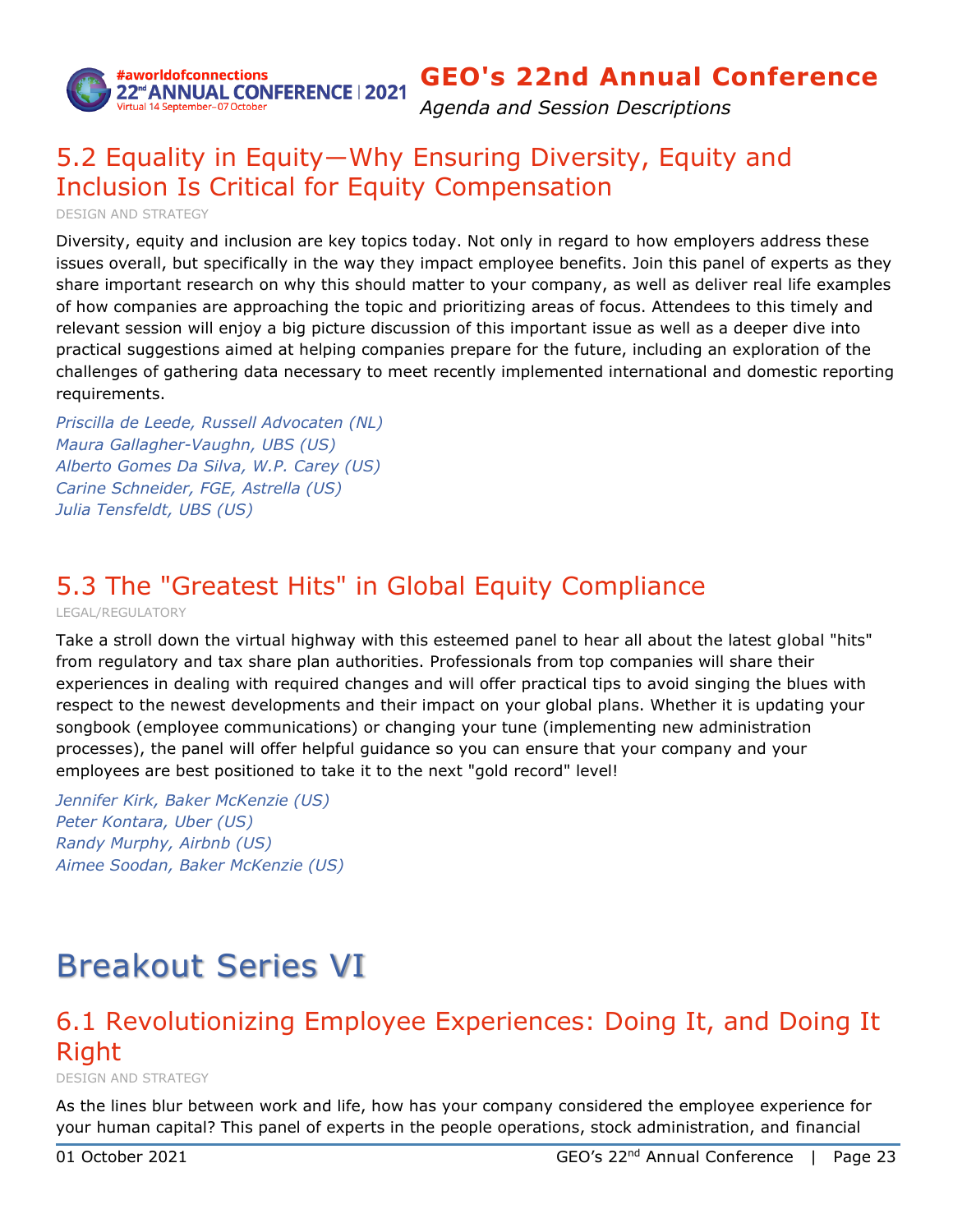## 5.2 Equality in Equity—Why Ensuring Diversity, Equity and Inclusion Is Critical for Equity Compensation

DESIGN AND STRATEGY

Diversity, equity and inclusion are key topics today. Not only in regard to how employers address these issues overall, but specifically in the way they impact employee benefits. Join this panel of experts as they share important research on why this should matter to your company, as well as deliver real life examples of how companies are approaching the topic and prioritizing areas of focus. Attendees to this timely and relevant session will enjoy a big picture discussion of this important issue as well as a deeper dive into practical suggestions aimed at helping companies prepare for the future, including an exploration of the challenges of gathering data necessary to meet recently implemented international and domestic reporting requirements.

*Priscilla de Leede, Russell Advocaten (NL)*
*Maura Gallagher-Vaughn, UBS (US)*
*Alberto Gomes Da Silva, W.P. Carey (US)*
*Carine Schneider, FGE, Astrella (US)*
*Julia Tensfeldt, UBS (US)*

## 5.3 The "Greatest Hits" in Global Equity Compliance

LEGAL/REGULATORY

Take a stroll down the virtual highway with this esteemed panel to hear all about the latest global "hits" from regulatory and tax share plan authorities. Professionals from top companies will share their experiences in dealing with required changes and will offer practical tips to avoid singing the blues with respect to the newest developments and their impact on your global plans. Whether it is updating your songbook (employee communications) or changing your tune (implementing new administration processes), the panel will offer helpful guidance so you can ensure that your company and your employees are best positioned to take it to the next "gold record" level!

*Jennifer Kirk, Baker McKenzie (US)*
*Peter Kontara, Uber (US)*
*Randy Murphy, Airbnb (US)*
*Aimee Soodan, Baker McKenzie (US)*

# Breakout Series VI

## 6.1 Revolutionizing Employee Experiences: Doing It, and Doing It Right

DESIGN AND STRATEGY

As the lines blur between work and life, how has your company considered the employee experience for your human capital? This panel of experts in the people operations, stock administration, and financial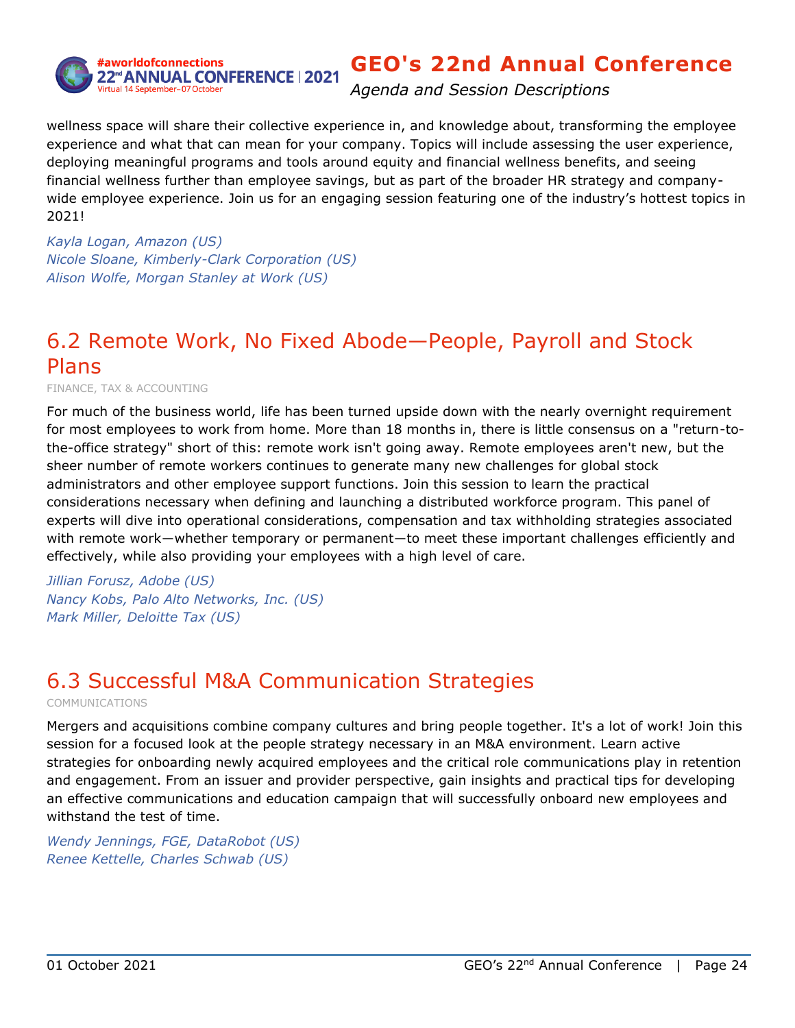wellness space will share their collective experience in, and knowledge about, transforming the employee experience and what that can mean for your company. Topics will include assessing the user experience, deploying meaningful programs and tools around equity and financial wellness benefits, and seeing financial wellness further than employee savings, but as part of the broader HR strategy and company-wide employee experience. Join us for an engaging session featuring one of the industry's hottest topics in 2021!

*Kayla Logan, Amazon (US)*
*Nicole Sloane, Kimberly-Clark Corporation (US)*
*Alison Wolfe, Morgan Stanley at Work (US)*

## 6.2 Remote Work, No Fixed Abode—People, Payroll and Stock Plans

FINANCE, TAX & ACCOUNTING

For much of the business world, life has been turned upside down with the nearly overnight requirement for most employees to work from home. More than 18 months in, there is little consensus on a "return-to-the-office strategy" short of this: remote work isn't going away. Remote employees aren't new, but the sheer number of remote workers continues to generate many new challenges for global stock administrators and other employee support functions. Join this session to learn the practical considerations necessary when defining and launching a distributed workforce program. This panel of experts will dive into operational considerations, compensation and tax withholding strategies associated with remote work—whether temporary or permanent—to meet these important challenges efficiently and effectively, while also providing your employees with a high level of care.

*Jillian Forusz, Adobe (US)*
*Nancy Kobs, Palo Alto Networks, Inc. (US)*
*Mark Miller, Deloitte Tax (US)*

## 6.3 Successful M&A Communication Strategies

COMMUNICATIONS

Mergers and acquisitions combine company cultures and bring people together. It's a lot of work! Join this session for a focused look at the people strategy necessary in an M&A environment. Learn active strategies for onboarding newly acquired employees and the critical role communications play in retention and engagement. From an issuer and provider perspective, gain insights and practical tips for developing an effective communications and education campaign that will successfully onboard new employees and withstand the test of time.

*Wendy Jennings, FGE, DataRobot (US)*
*Renee Kettelle, Charles Schwab (US)*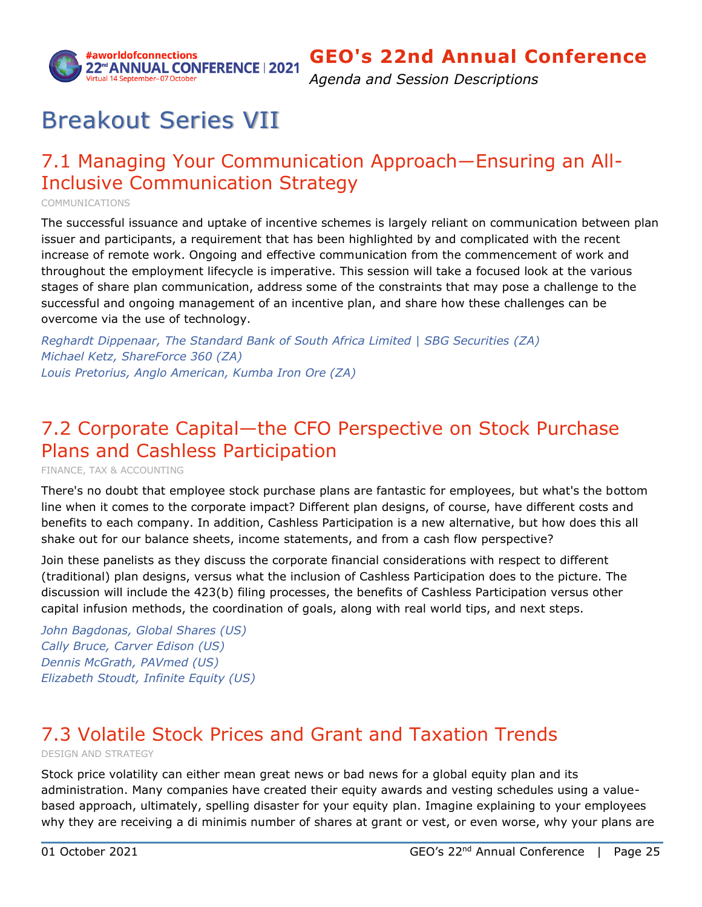# Breakout Series VII

## 7.1 Managing Your Communication Approach—Ensuring an All-Inclusive Communication Strategy

COMMUNICATIONS

The successful issuance and uptake of incentive schemes is largely reliant on communication between plan issuer and participants, a requirement that has been highlighted by and complicated with the recent increase of remote work. Ongoing and effective communication from the commencement of work and throughout the employment lifecycle is imperative. This session will take a focused look at the various stages of share plan communication, address some of the constraints that may pose a challenge to the successful and ongoing management of an incentive plan, and share how these challenges can be overcome via the use of technology.

*Reghardt Dippenaar, The Standard Bank of South Africa Limited | SBG Securities (ZA)*
*Michael Ketz, ShareForce 360 (ZA)*
*Louis Pretorius, Anglo American, Kumba Iron Ore (ZA)*

## 7.2 Corporate Capital—the CFO Perspective on Stock Purchase Plans and Cashless Participation

FINANCE, TAX & ACCOUNTING

There's no doubt that employee stock purchase plans are fantastic for employees, but what's the bottom line when it comes to the corporate impact? Different plan designs, of course, have different costs and benefits to each company. In addition, Cashless Participation is a new alternative, but how does this all shake out for our balance sheets, income statements, and from a cash flow perspective?

Join these panelists as they discuss the corporate financial considerations with respect to different (traditional) plan designs, versus what the inclusion of Cashless Participation does to the picture. The discussion will include the 423(b) filing processes, the benefits of Cashless Participation versus other capital infusion methods, the coordination of goals, along with real world tips, and next steps.

*John Bagdonas, Global Shares (US)*
*Cally Bruce, Carver Edison (US)*
*Dennis McGrath, PAVmed (US)*
*Elizabeth Stoudt, Infinite Equity (US)*

## 7.3 Volatile Stock Prices and Grant and Taxation Trends

DESIGN AND STRATEGY

Stock price volatility can either mean great news or bad news for a global equity plan and its administration. Many companies have created their equity awards and vesting schedules using a value-based approach, ultimately, spelling disaster for your equity plan. Imagine explaining to your employees why they are receiving a di minimis number of shares at grant or vest, or even worse, why your plans are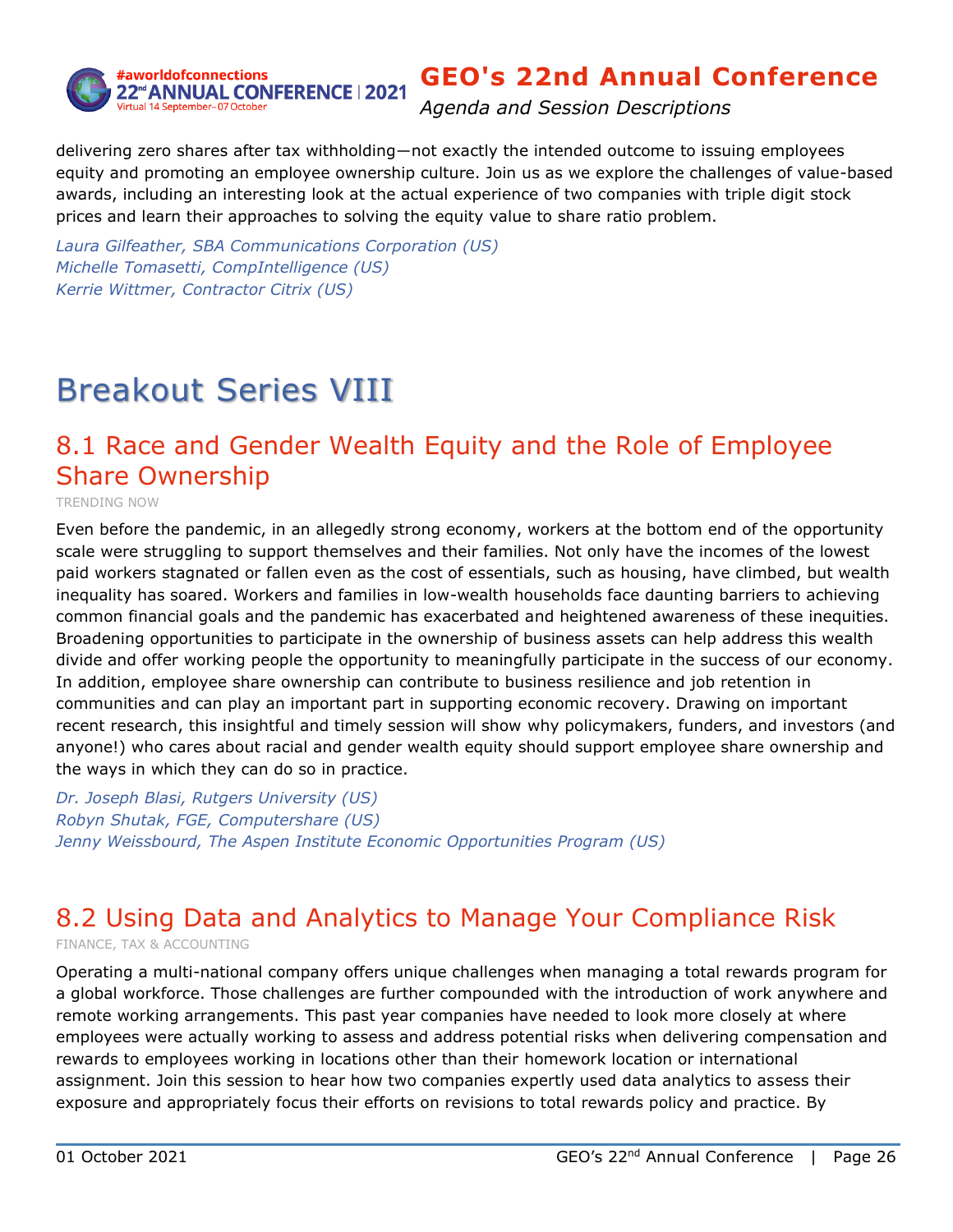delivering zero shares after tax withholding—not exactly the intended outcome to issuing employees equity and promoting an employee ownership culture. Join us as we explore the challenges of value-based awards, including an interesting look at the actual experience of two companies with triple digit stock prices and learn their approaches to solving the equity value to share ratio problem.

*Laura Gilfeather, SBA Communications Corporation (US)*
*Michelle Tomasetti, CompIntelligence (US)*
*Kerrie Wittmer, Contractor Citrix (US)*

# Breakout Series VIII

## 8.1 Race and Gender Wealth Equity and the Role of Employee Share Ownership

TRENDING NOW

Even before the pandemic, in an allegedly strong economy, workers at the bottom end of the opportunity scale were struggling to support themselves and their families. Not only have the incomes of the lowest paid workers stagnated or fallen even as the cost of essentials, such as housing, have climbed, but wealth inequality has soared. Workers and families in low-wealth households face daunting barriers to achieving common financial goals and the pandemic has exacerbated and heightened awareness of these inequities. Broadening opportunities to participate in the ownership of business assets can help address this wealth divide and offer working people the opportunity to meaningfully participate in the success of our economy. In addition, employee share ownership can contribute to business resilience and job retention in communities and can play an important part in supporting economic recovery. Drawing on important recent research, this insightful and timely session will show why policymakers, funders, and investors (and anyone!) who cares about racial and gender wealth equity should support employee share ownership and the ways in which they can do so in practice.

*Dr. Joseph Blasi, Rutgers University (US)*
*Robyn Shutak, FGE, Computershare (US)*
*Jenny Weissbourd, The Aspen Institute Economic Opportunities Program (US)*

## 8.2 Using Data and Analytics to Manage Your Compliance Risk

FINANCE, TAX & ACCOUNTING

Operating a multi-national company offers unique challenges when managing a total rewards program for a global workforce. Those challenges are further compounded with the introduction of work anywhere and remote working arrangements. This past year companies have needed to look more closely at where employees were actually working to assess and address potential risks when delivering compensation and rewards to employees working in locations other than their homework location or international assignment. Join this session to hear how two companies expertly used data analytics to assess their exposure and appropriately focus their efforts on revisions to total rewards policy and practice. By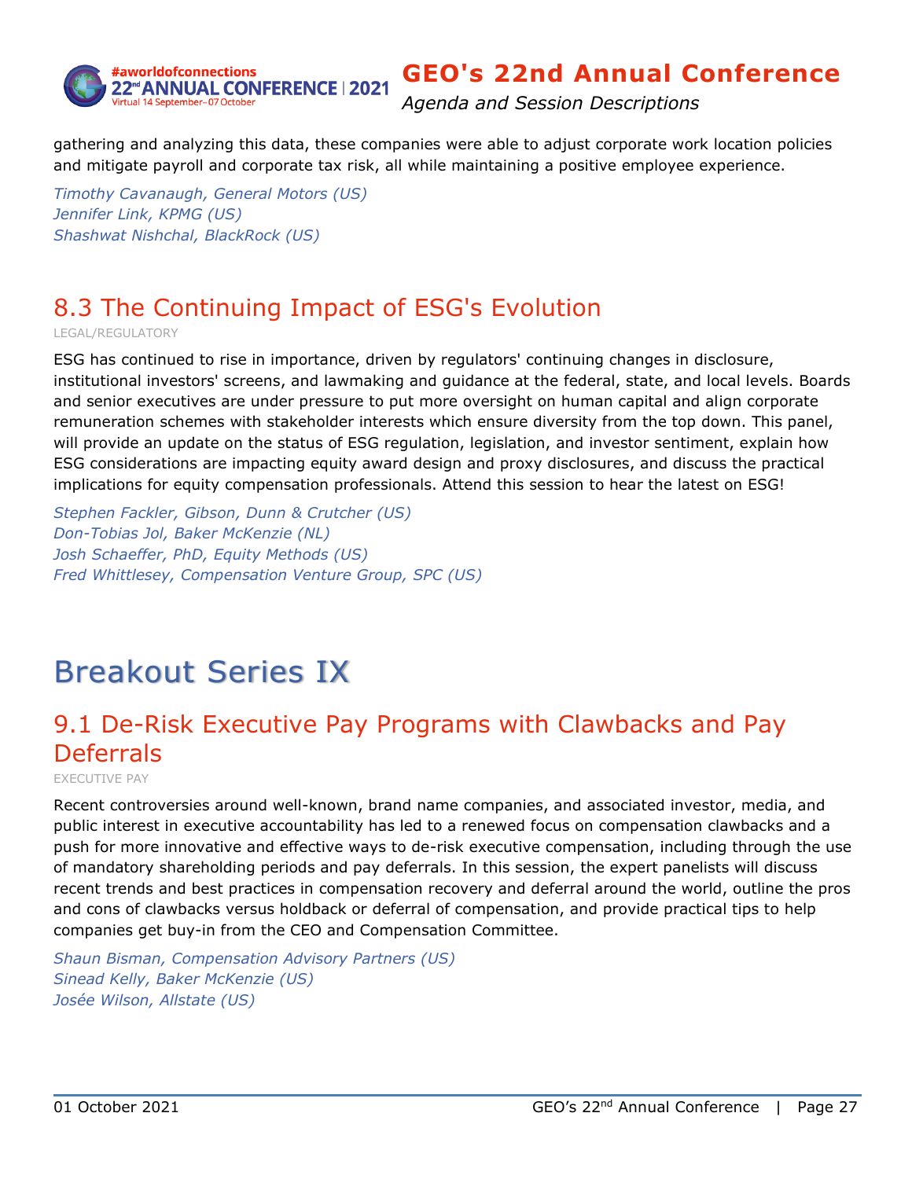gathering and analyzing this data, these companies were able to adjust corporate work location policies and mitigate payroll and corporate tax risk, all while maintaining a positive employee experience.

*Timothy Cavanaugh, General Motors (US)*
*Jennifer Link, KPMG (US)*
*Shashwat Nishchal, BlackRock (US)*

## 8.3 The Continuing Impact of ESG's Evolution

LEGAL/REGULATORY

ESG has continued to rise in importance, driven by regulators' continuing changes in disclosure, institutional investors' screens, and lawmaking and guidance at the federal, state, and local levels. Boards and senior executives are under pressure to put more oversight on human capital and align corporate remuneration schemes with stakeholder interests which ensure diversity from the top down. This panel, will provide an update on the status of ESG regulation, legislation, and investor sentiment, explain how ESG considerations are impacting equity award design and proxy disclosures, and discuss the practical implications for equity compensation professionals. Attend this session to hear the latest on ESG!

*Stephen Fackler, Gibson, Dunn & Crutcher (US)*
*Don-Tobias Jol, Baker McKenzie (NL)*
*Josh Schaeffer, PhD, Equity Methods (US)*
*Fred Whittlesey, Compensation Venture Group, SPC (US)*

# Breakout Series IX

## 9.1 De-Risk Executive Pay Programs with Clawbacks and Pay Deferrals

EXECUTIVE PAY

Recent controversies around well-known, brand name companies, and associated investor, media, and public interest in executive accountability has led to a renewed focus on compensation clawbacks and a push for more innovative and effective ways to de-risk executive compensation, including through the use of mandatory shareholding periods and pay deferrals. In this session, the expert panelists will discuss recent trends and best practices in compensation recovery and deferral around the world, outline the pros and cons of clawbacks versus holdback or deferral of compensation, and provide practical tips to help companies get buy-in from the CEO and Compensation Committee.

*Shaun Bisman, Compensation Advisory Partners (US)*
*Sinead Kelly, Baker McKenzie (US)*
*Josée Wilson, Allstate (US)*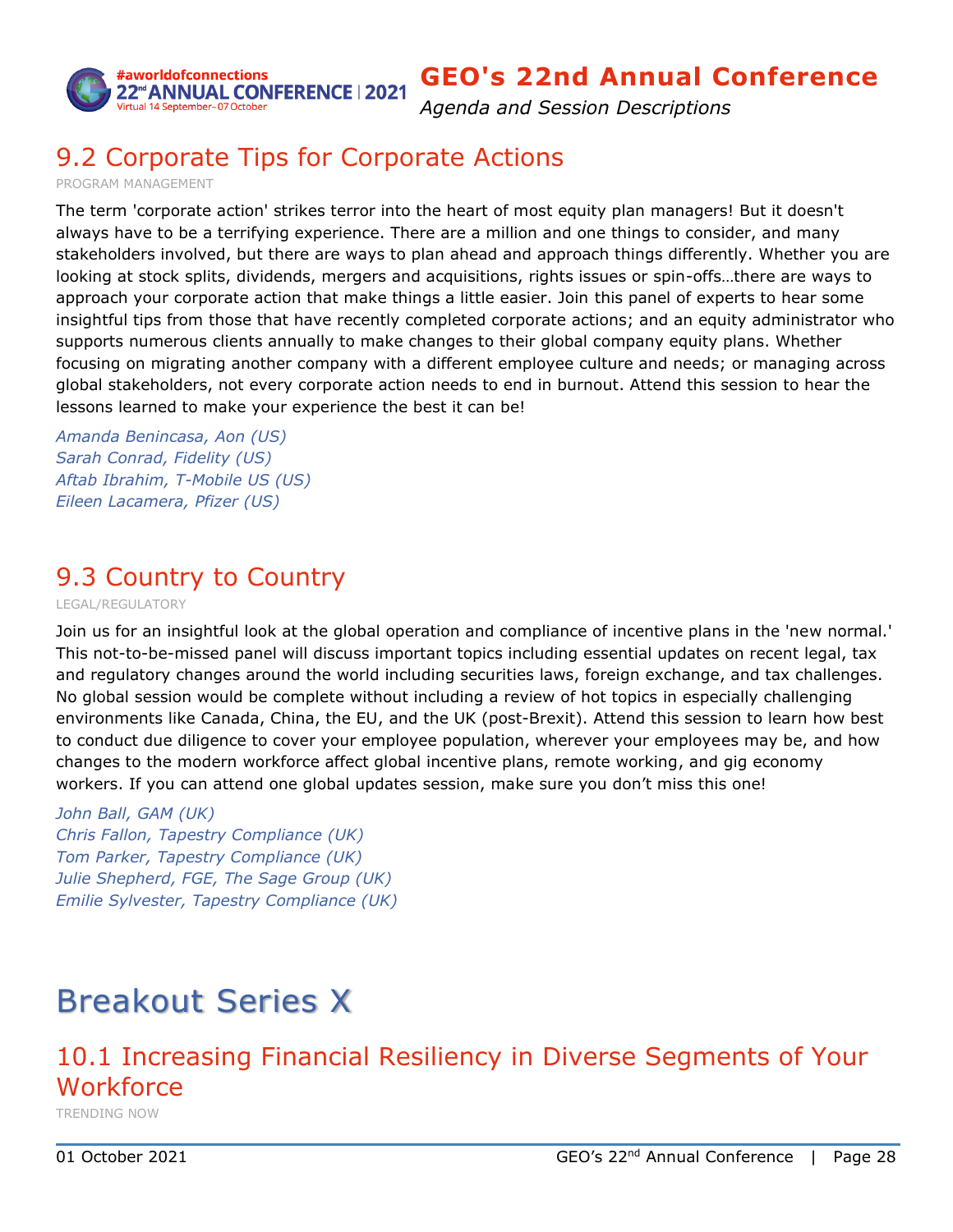## 9.2 Corporate Tips for Corporate Actions

PROGRAM MANAGEMENT

The term 'corporate action' strikes terror into the heart of most equity plan managers! But it doesn't always have to be a terrifying experience. There are a million and one things to consider, and many stakeholders involved, but there are ways to plan ahead and approach things differently. Whether you are looking at stock splits, dividends, mergers and acquisitions, rights issues or spin-offs…there are ways to approach your corporate action that make things a little easier. Join this panel of experts to hear some insightful tips from those that have recently completed corporate actions; and an equity administrator who supports numerous clients annually to make changes to their global company equity plans. Whether focusing on migrating another company with a different employee culture and needs; or managing across global stakeholders, not every corporate action needs to end in burnout. Attend this session to hear the lessons learned to make your experience the best it can be!

*Amanda Benincasa, Aon (US)*
*Sarah Conrad, Fidelity (US)*
*Aftab Ibrahim, T-Mobile US (US)*
*Eileen Lacamera, Pfizer (US)*

## 9.3 Country to Country

LEGAL/REGULATORY

Join us for an insightful look at the global operation and compliance of incentive plans in the 'new normal.' This not-to-be-missed panel will discuss important topics including essential updates on recent legal, tax and regulatory changes around the world including securities laws, foreign exchange, and tax challenges. No global session would be complete without including a review of hot topics in especially challenging environments like Canada, China, the EU, and the UK (post-Brexit). Attend this session to learn how best to conduct due diligence to cover your employee population, wherever your employees may be, and how changes to the modern workforce affect global incentive plans, remote working, and gig economy workers. If you can attend one global updates session, make sure you don't miss this one!

*John Ball, GAM (UK)*
*Chris Fallon, Tapestry Compliance (UK)*
*Tom Parker, Tapestry Compliance (UK)*
*Julie Shepherd, FGE, The Sage Group (UK)*
*Emilie Sylvester, Tapestry Compliance (UK)*

# Breakout Series X

## 10.1 Increasing Financial Resiliency in Diverse Segments of Your Workforce

TRENDING NOW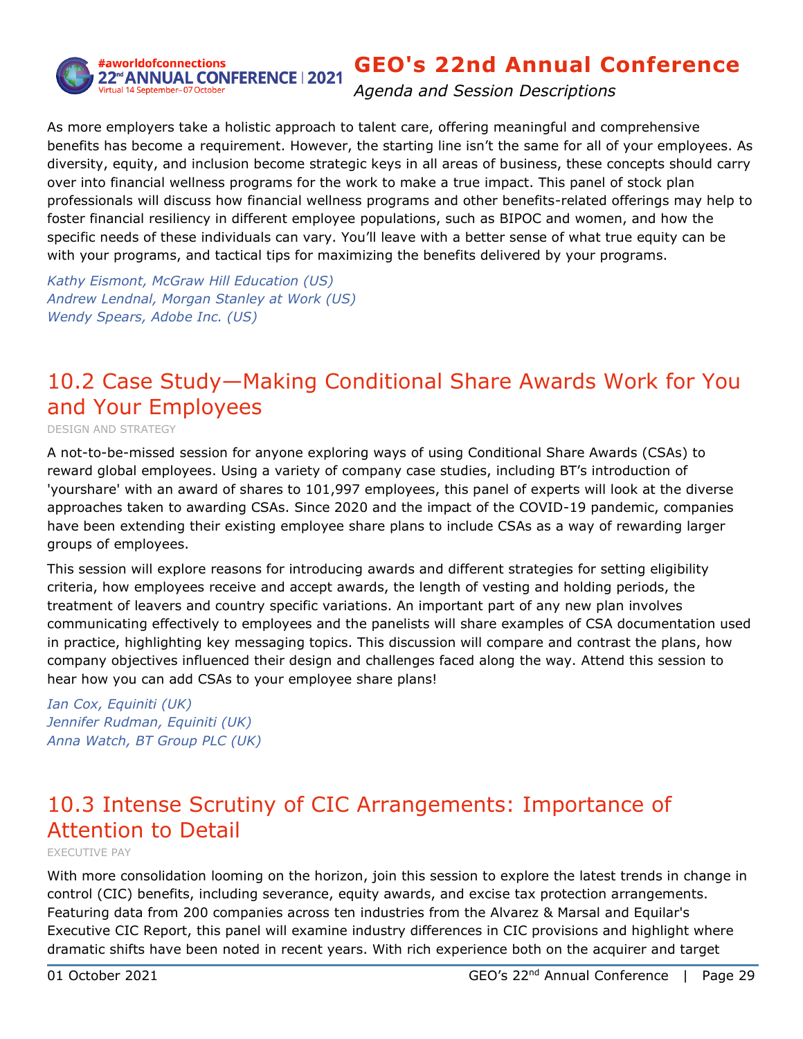As more employers take a holistic approach to talent care, offering meaningful and comprehensive benefits has become a requirement. However, the starting line isn't the same for all of your employees. As diversity, equity, and inclusion become strategic keys in all areas of business, these concepts should carry over into financial wellness programs for the work to make a true impact. This panel of stock plan professionals will discuss how financial wellness programs and other benefits-related offerings may help to foster financial resiliency in different employee populations, such as BIPOC and women, and how the specific needs of these individuals can vary. You'll leave with a better sense of what true equity can be with your programs, and tactical tips for maximizing the benefits delivered by your programs.

*Kathy Eismont, McGraw Hill Education (US)*
*Andrew Lendnal, Morgan Stanley at Work (US)*
*Wendy Spears, Adobe Inc. (US)*

## 10.2 Case Study—Making Conditional Share Awards Work for You and Your Employees

DESIGN AND STRATEGY

A not-to-be-missed session for anyone exploring ways of using Conditional Share Awards (CSAs) to reward global employees. Using a variety of company case studies, including BT's introduction of 'yourshare' with an award of shares to 101,997 employees, this panel of experts will look at the diverse approaches taken to awarding CSAs. Since 2020 and the impact of the COVID-19 pandemic, companies have been extending their existing employee share plans to include CSAs as a way of rewarding larger groups of employees.

This session will explore reasons for introducing awards and different strategies for setting eligibility criteria, how employees receive and accept awards, the length of vesting and holding periods, the treatment of leavers and country specific variations. An important part of any new plan involves communicating effectively to employees and the panelists will share examples of CSA documentation used in practice, highlighting key messaging topics. This discussion will compare and contrast the plans, how company objectives influenced their design and challenges faced along the way. Attend this session to hear how you can add CSAs to your employee share plans!

*Ian Cox, Equiniti (UK)*
*Jennifer Rudman, Equiniti (UK)*
*Anna Watch, BT Group PLC (UK)*

## 10.3 Intense Scrutiny of CIC Arrangements: Importance of Attention to Detail

EXECUTIVE PAY

With more consolidation looming on the horizon, join this session to explore the latest trends in change in control (CIC) benefits, including severance, equity awards, and excise tax protection arrangements. Featuring data from 200 companies across ten industries from the Alvarez & Marsal and Equilar's Executive CIC Report, this panel will examine industry differences in CIC provisions and highlight where dramatic shifts have been noted in recent years. With rich experience both on the acquirer and target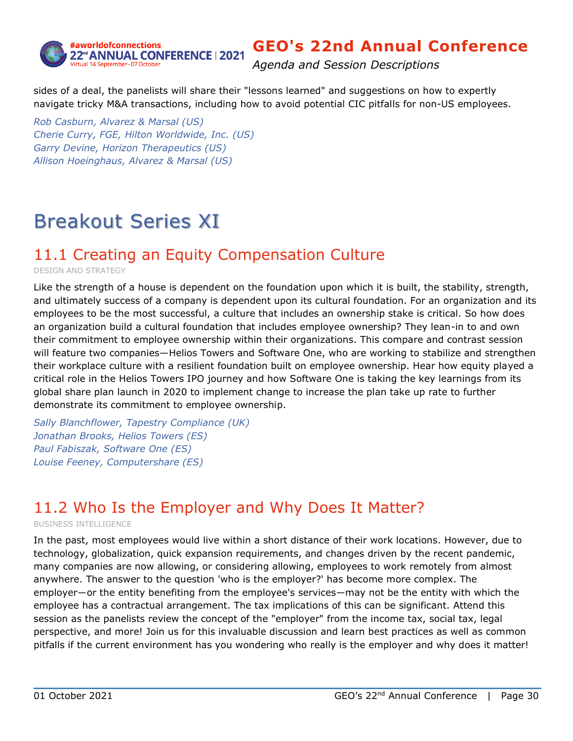sides of a deal, the panelists will share their "lessons learned" and suggestions on how to expertly navigate tricky M&A transactions, including how to avoid potential CIC pitfalls for non-US employees.

*Rob Casburn, Alvarez & Marsal (US)*
*Cherie Curry, FGE, Hilton Worldwide, Inc. (US)*
*Garry Devine, Horizon Therapeutics (US)*
*Allison Hoeinghaus, Alvarez & Marsal (US)*

# Breakout Series XI

## 11.1 Creating an Equity Compensation Culture

DESIGN AND STRATEGY

Like the strength of a house is dependent on the foundation upon which it is built, the stability, strength, and ultimately success of a company is dependent upon its cultural foundation. For an organization and its employees to be the most successful, a culture that includes an ownership stake is critical. So how does an organization build a cultural foundation that includes employee ownership? They lean-in to and own their commitment to employee ownership within their organizations. This compare and contrast session will feature two companies—Helios Towers and Software One, who are working to stabilize and strengthen their workplace culture with a resilient foundation built on employee ownership. Hear how equity played a critical role in the Helios Towers IPO journey and how Software One is taking the key learnings from its global share plan launch in 2020 to implement change to increase the plan take up rate to further demonstrate its commitment to employee ownership.

*Sally Blanchflower, Tapestry Compliance (UK)*
*Jonathan Brooks, Helios Towers (ES)*
*Paul Fabiszak, Software One (ES)*
*Louise Feeney, Computershare (ES)*

## 11.2 Who Is the Employer and Why Does It Matter?

BUSINESS INTELLIGENCE

In the past, most employees would live within a short distance of their work locations. However, due to technology, globalization, quick expansion requirements, and changes driven by the recent pandemic, many companies are now allowing, or considering allowing, employees to work remotely from almost anywhere. The answer to the question 'who is the employer?' has become more complex. The employer—or the entity benefiting from the employee's services—may not be the entity with which the employee has a contractual arrangement. The tax implications of this can be significant. Attend this session as the panelists review the concept of the "employer" from the income tax, social tax, legal perspective, and more! Join us for this invaluable discussion and learn best practices as well as common pitfalls if the current environment has you wondering who really is the employer and why does it matter!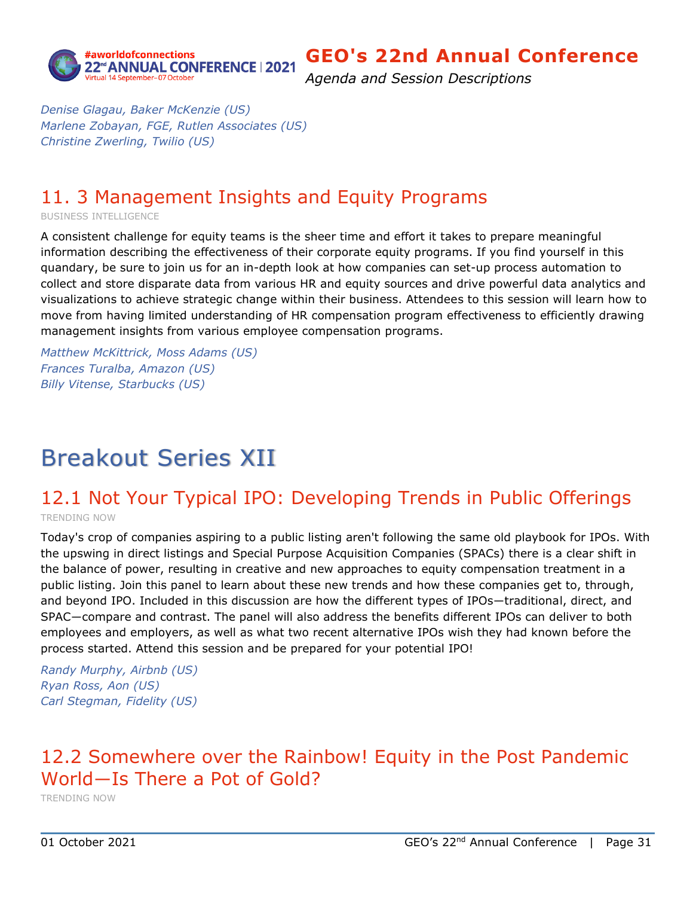*Denise Glagau, Baker McKenzie (US)*
*Marlene Zobayan, FGE, Rutlen Associates (US)*
*Christine Zwerling, Twilio (US)*

## 11. 3 Management Insights and Equity Programs

BUSINESS INTELLIGENCE

A consistent challenge for equity teams is the sheer time and effort it takes to prepare meaningful information describing the effectiveness of their corporate equity programs. If you find yourself in this quandary, be sure to join us for an in-depth look at how companies can set-up process automation to collect and store disparate data from various HR and equity sources and drive powerful data analytics and visualizations to achieve strategic change within their business. Attendees to this session will learn how to move from having limited understanding of HR compensation program effectiveness to efficiently drawing management insights from various employee compensation programs.

*Matthew McKittrick, Moss Adams (US)*
*Frances Turalba, Amazon (US)*
*Billy Vitense, Starbucks (US)*

# Breakout Series XII

## 12.1 Not Your Typical IPO: Developing Trends in Public Offerings

TRENDING NOW

Today's crop of companies aspiring to a public listing aren't following the same old playbook for IPOs. With the upswing in direct listings and Special Purpose Acquisition Companies (SPACs) there is a clear shift in the balance of power, resulting in creative and new approaches to equity compensation treatment in a public listing. Join this panel to learn about these new trends and how these companies get to, through, and beyond IPO. Included in this discussion are how the different types of IPOs—traditional, direct, and SPAC—compare and contrast. The panel will also address the benefits different IPOs can deliver to both employees and employers, as well as what two recent alternative IPOs wish they had known before the process started. Attend this session and be prepared for your potential IPO!

*Randy Murphy, Airbnb (US)*
*Ryan Ross, Aon (US)*
*Carl Stegman, Fidelity (US)*

## 12.2 Somewhere over the Rainbow! Equity in the Post Pandemic World—Is There a Pot of Gold?

TRENDING NOW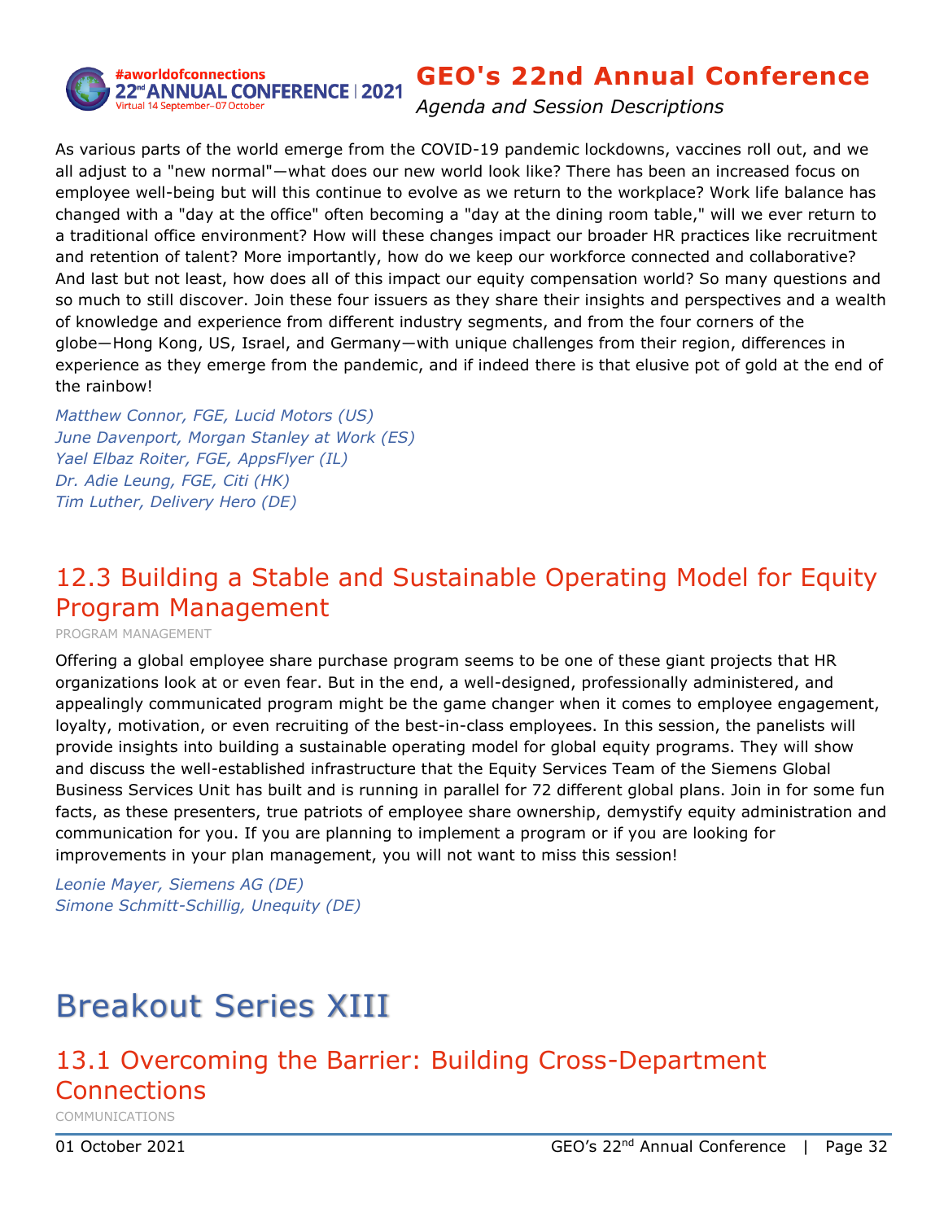As various parts of the world emerge from the COVID-19 pandemic lockdowns, vaccines roll out, and we all adjust to a "new normal"—what does our new world look like? There has been an increased focus on employee well-being but will this continue to evolve as we return to the workplace? Work life balance has changed with a "day at the office" often becoming a "day at the dining room table," will we ever return to a traditional office environment? How will these changes impact our broader HR practices like recruitment and retention of talent? More importantly, how do we keep our workforce connected and collaborative? And last but not least, how does all of this impact our equity compensation world? So many questions and so much to still discover. Join these four issuers as they share their insights and perspectives and a wealth of knowledge and experience from different industry segments, and from the four corners of the globe—Hong Kong, US, Israel, and Germany—with unique challenges from their region, differences in experience as they emerge from the pandemic, and if indeed there is that elusive pot of gold at the end of the rainbow!

*Matthew Connor, FGE, Lucid Motors (US)*
*June Davenport, Morgan Stanley at Work (ES)*
*Yael Elbaz Roiter, FGE, AppsFlyer (IL)*
*Dr. Adie Leung, FGE, Citi (HK)*
*Tim Luther, Delivery Hero (DE)*

## 12.3 Building a Stable and Sustainable Operating Model for Equity Program Management

PROGRAM MANAGEMENT

Offering a global employee share purchase program seems to be one of these giant projects that HR organizations look at or even fear. But in the end, a well-designed, professionally administered, and appealingly communicated program might be the game changer when it comes to employee engagement, loyalty, motivation, or even recruiting of the best-in-class employees. In this session, the panelists will provide insights into building a sustainable operating model for global equity programs. They will show and discuss the well-established infrastructure that the Equity Services Team of the Siemens Global Business Services Unit has built and is running in parallel for 72 different global plans. Join in for some fun facts, as these presenters, true patriots of employee share ownership, demystify equity administration and communication for you. If you are planning to implement a program or if you are looking for improvements in your plan management, you will not want to miss this session!

*Leonie Mayer, Siemens AG (DE)*
*Simone Schmitt-Schillig, Unequity (DE)*

# Breakout Series XIII

## 13.1 Overcoming the Barrier: Building Cross-Department Connections

COMMUNICATIONS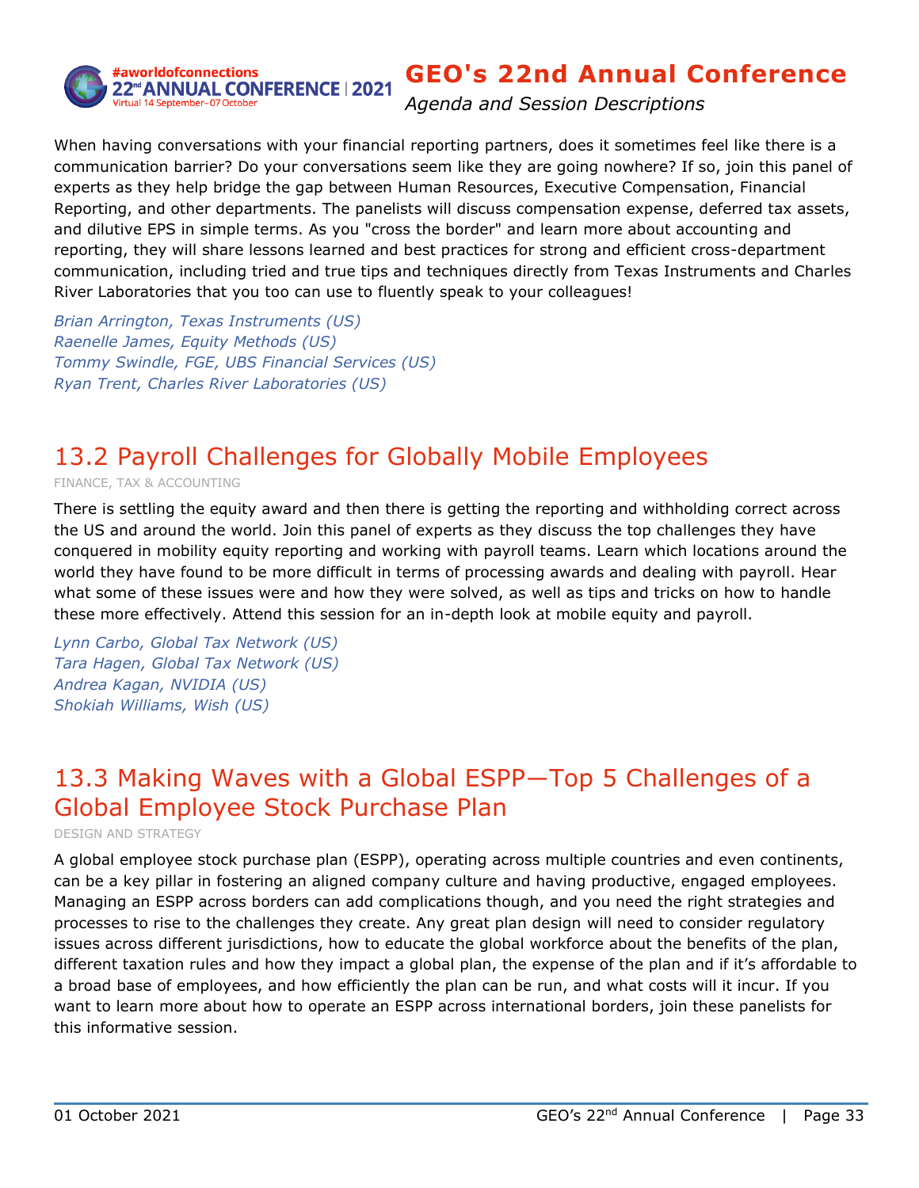When having conversations with your financial reporting partners, does it sometimes feel like there is a communication barrier? Do your conversations seem like they are going nowhere? If so, join this panel of experts as they help bridge the gap between Human Resources, Executive Compensation, Financial Reporting, and other departments. The panelists will discuss compensation expense, deferred tax assets, and dilutive EPS in simple terms. As you "cross the border" and learn more about accounting and reporting, they will share lessons learned and best practices for strong and efficient cross-department communication, including tried and true tips and techniques directly from Texas Instruments and Charles River Laboratories that you too can use to fluently speak to your colleagues!

*Brian Arrington, Texas Instruments (US)*
*Raenelle James, Equity Methods (US)*
*Tommy Swindle, FGE, UBS Financial Services (US)*
*Ryan Trent, Charles River Laboratories (US)*

## 13.2 Payroll Challenges for Globally Mobile Employees

FINANCE, TAX & ACCOUNTING

There is settling the equity award and then there is getting the reporting and withholding correct across the US and around the world. Join this panel of experts as they discuss the top challenges they have conquered in mobility equity reporting and working with payroll teams. Learn which locations around the world they have found to be more difficult in terms of processing awards and dealing with payroll. Hear what some of these issues were and how they were solved, as well as tips and tricks on how to handle these more effectively. Attend this session for an in-depth look at mobile equity and payroll.

*Lynn Carbo, Global Tax Network (US)*
*Tara Hagen, Global Tax Network (US)*
*Andrea Kagan, NVIDIA (US)*
*Shokiah Williams, Wish (US)*

## 13.3 Making Waves with a Global ESPP—Top 5 Challenges of a Global Employee Stock Purchase Plan

DESIGN AND STRATEGY

A global employee stock purchase plan (ESPP), operating across multiple countries and even continents, can be a key pillar in fostering an aligned company culture and having productive, engaged employees. Managing an ESPP across borders can add complications though, and you need the right strategies and processes to rise to the challenges they create. Any great plan design will need to consider regulatory issues across different jurisdictions, how to educate the global workforce about the benefits of the plan, different taxation rules and how they impact a global plan, the expense of the plan and if it's affordable to a broad base of employees, and how efficiently the plan can be run, and what costs will it incur. If you want to learn more about how to operate an ESPP across international borders, join these panelists for this informative session.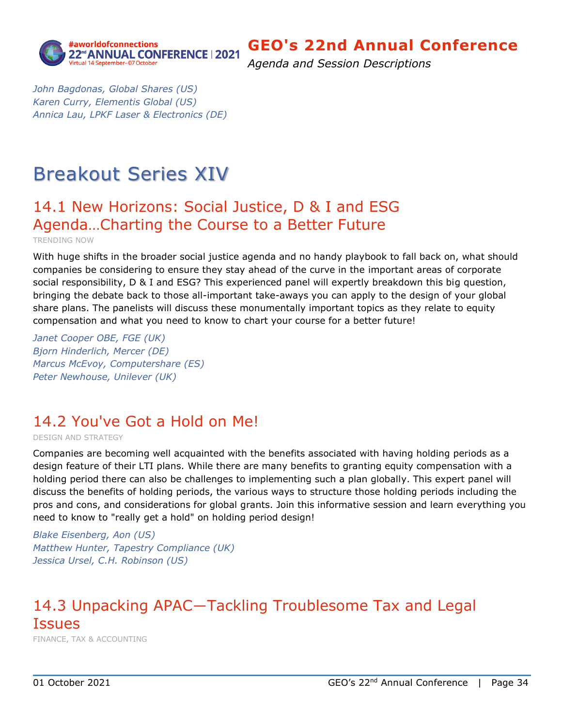*John Bagdonas, Global Shares (US)*
*Karen Curry, Elementis Global (US)*
*Annica Lau, LPKF Laser & Electronics (DE)*

# Breakout Series XIV

## 14.1 New Horizons: Social Justice, D & I and ESG Agenda…Charting the Course to a Better Future

TRENDING NOW

With huge shifts in the broader social justice agenda and no handy playbook to fall back on, what should companies be considering to ensure they stay ahead of the curve in the important areas of corporate social responsibility, D & I and ESG? This experienced panel will expertly breakdown this big question, bringing the debate back to those all-important take-aways you can apply to the design of your global share plans. The panelists will discuss these monumentally important topics as they relate to equity compensation and what you need to know to chart your course for a better future!

*Janet Cooper OBE, FGE (UK)*
*Bjorn Hinderlich, Mercer (DE)*
*Marcus McEvoy, Computershare (ES)*
*Peter Newhouse, Unilever (UK)*

## 14.2 You've Got a Hold on Me!

DESIGN AND STRATEGY

Companies are becoming well acquainted with the benefits associated with having holding periods as a design feature of their LTI plans. While there are many benefits to granting equity compensation with a holding period there can also be challenges to implementing such a plan globally. This expert panel will discuss the benefits of holding periods, the various ways to structure those holding periods including the pros and cons, and considerations for global grants. Join this informative session and learn everything you need to know to "really get a hold" on holding period design!

*Blake Eisenberg, Aon (US)*
*Matthew Hunter, Tapestry Compliance (UK)*
*Jessica Ursel, C.H. Robinson (US)*

## 14.3 Unpacking APAC—Tackling Troublesome Tax and Legal Issues

FINANCE, TAX & ACCOUNTING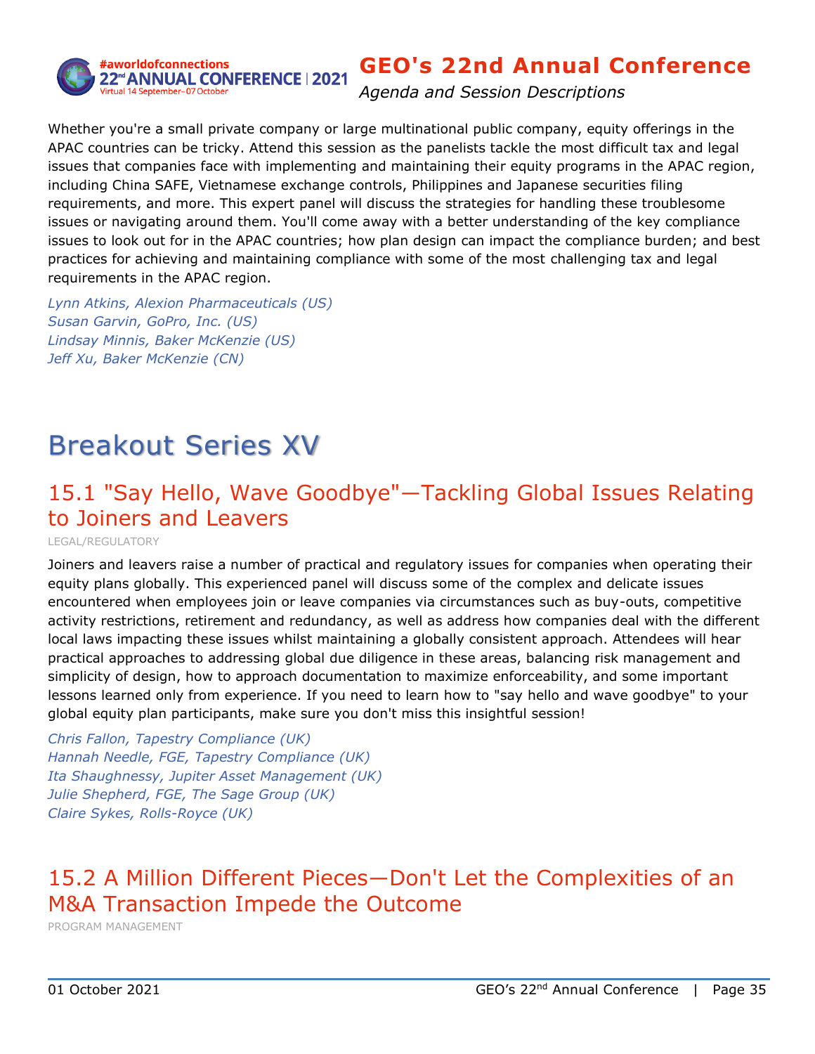Whether you're a small private company or large multinational public company, equity offerings in the APAC countries can be tricky. Attend this session as the panelists tackle the most difficult tax and legal issues that companies face with implementing and maintaining their equity programs in the APAC region, including China SAFE, Vietnamese exchange controls, Philippines and Japanese securities filing requirements, and more. This expert panel will discuss the strategies for handling these troublesome issues or navigating around them. You'll come away with a better understanding of the key compliance issues to look out for in the APAC countries; how plan design can impact the compliance burden; and best practices for achieving and maintaining compliance with some of the most challenging tax and legal requirements in the APAC region.

*Lynn Atkins, Alexion Pharmaceuticals (US)*  
*Susan Garvin, GoPro, Inc. (US)*  
*Lindsay Minnis, Baker McKenzie (US)*  
*Jeff Xu, Baker McKenzie (CN)*

# Breakout Series XV

## 15.1 "Say Hello, Wave Goodbye"—Tackling Global Issues Relating to Joiners and Leavers

LEGAL/REGULATORY

Joiners and leavers raise a number of practical and regulatory issues for companies when operating their equity plans globally. This experienced panel will discuss some of the complex and delicate issues encountered when employees join or leave companies via circumstances such as buy-outs, competitive activity restrictions, retirement and redundancy, as well as address how companies deal with the different local laws impacting these issues whilst maintaining a globally consistent approach. Attendees will hear practical approaches to addressing global due diligence in these areas, balancing risk management and simplicity of design, how to approach documentation to maximize enforceability, and some important lessons learned only from experience. If you need to learn how to "say hello and wave goodbye" to your global equity plan participants, make sure you don't miss this insightful session!

*Chris Fallon, Tapestry Compliance (UK)*  
*Hannah Needle, FGE, Tapestry Compliance (UK)*  
*Ita Shaughnessy, Jupiter Asset Management (UK)*  
*Julie Shepherd, FGE, The Sage Group (UK)*  
*Claire Sykes, Rolls-Royce (UK)*

## 15.2 A Million Different Pieces—Don't Let the Complexities of an M&A Transaction Impede the Outcome

PROGRAM MANAGEMENT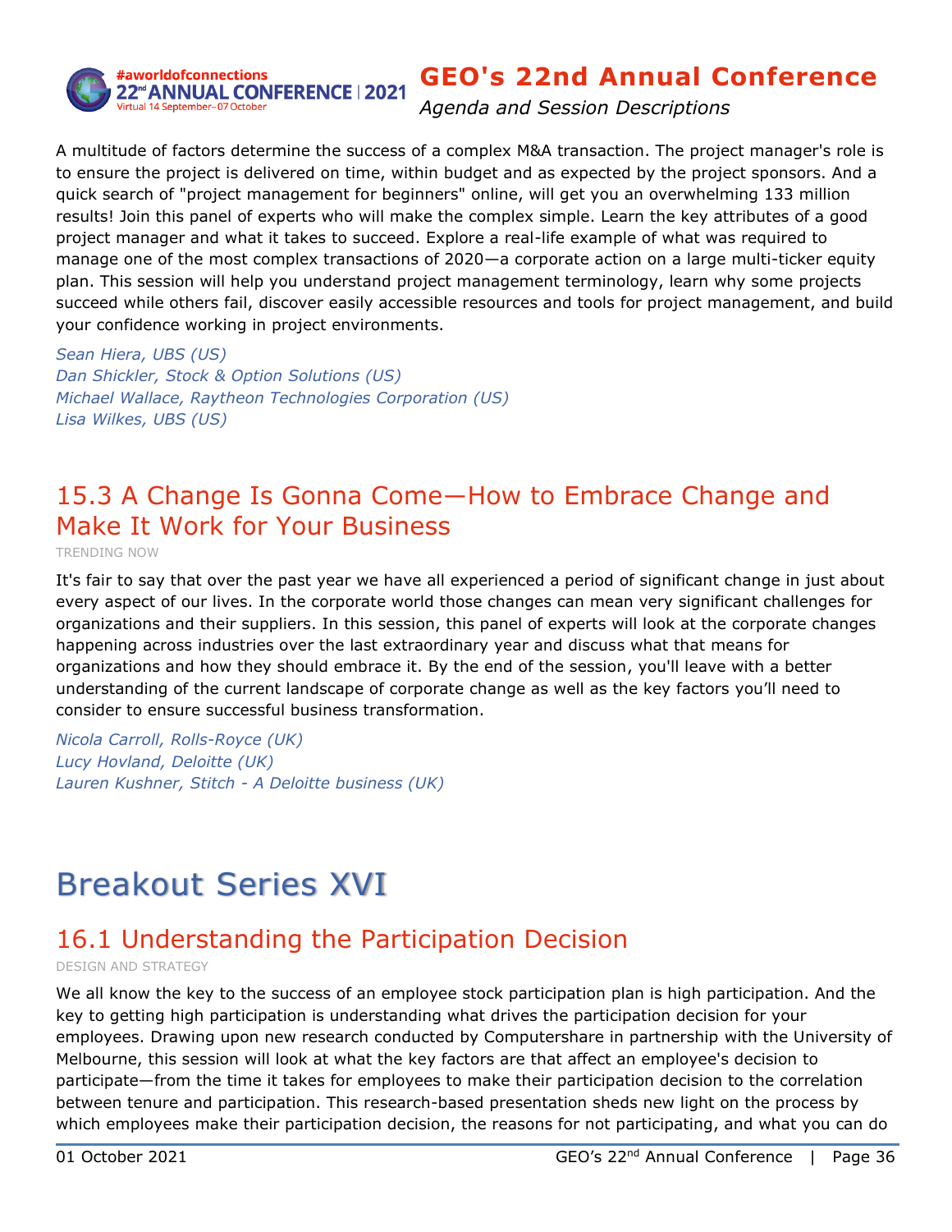A multitude of factors determine the success of a complex M&A transaction. The project manager's role is to ensure the project is delivered on time, within budget and as expected by the project sponsors. And a quick search of "project management for beginners" online, will get you an overwhelming 133 million results! Join this panel of experts who will make the complex simple. Learn the key attributes of a good project manager and what it takes to succeed. Explore a real-life example of what was required to manage one of the most complex transactions of 2020—a corporate action on a large multi-ticker equity plan. This session will help you understand project management terminology, learn why some projects succeed while others fail, discover easily accessible resources and tools for project management, and build your confidence working in project environments.

*Sean Hiera, UBS (US)*
*Dan Shickler, Stock & Option Solutions (US)*
*Michael Wallace, Raytheon Technologies Corporation (US)*
*Lisa Wilkes, UBS (US)*

## 15.3 A Change Is Gonna Come—How to Embrace Change and Make It Work for Your Business

TRENDING NOW

It's fair to say that over the past year we have all experienced a period of significant change in just about every aspect of our lives. In the corporate world those changes can mean very significant challenges for organizations and their suppliers. In this session, this panel of experts will look at the corporate changes happening across industries over the last extraordinary year and discuss what that means for organizations and how they should embrace it. By the end of the session, you'll leave with a better understanding of the current landscape of corporate change as well as the key factors you'll need to consider to ensure successful business transformation.

*Nicola Carroll, Rolls-Royce (UK)*
*Lucy Hovland, Deloitte (UK)*
*Lauren Kushner, Stitch - A Deloitte business (UK)*

# Breakout Series XVI

## 16.1 Understanding the Participation Decision

DESIGN AND STRATEGY

We all know the key to the success of an employee stock participation plan is high participation. And the key to getting high participation is understanding what drives the participation decision for your employees. Drawing upon new research conducted by Computershare in partnership with the University of Melbourne, this session will look at what the key factors are that affect an employee's decision to participate—from the time it takes for employees to make their participation decision to the correlation between tenure and participation. This research-based presentation sheds new light on the process by which employees make their participation decision, the reasons for not participating, and what you can do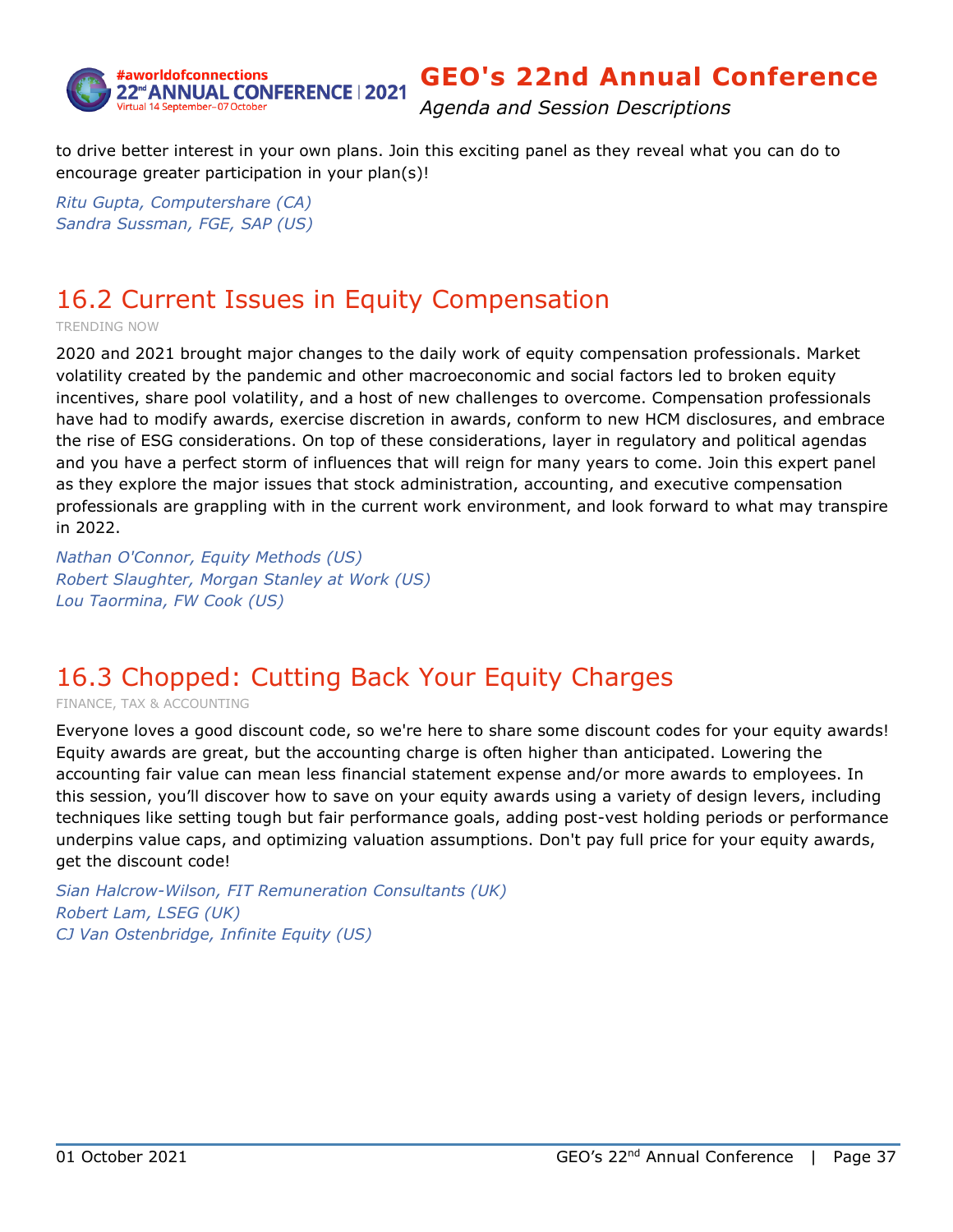to drive better interest in your own plans. Join this exciting panel as they reveal what you can do to encourage greater participation in your plan(s)!

*Ritu Gupta, Computershare (CA)*
*Sandra Sussman, FGE, SAP (US)*

## 16.2 Current Issues in Equity Compensation

TRENDING NOW

2020 and 2021 brought major changes to the daily work of equity compensation professionals. Market volatility created by the pandemic and other macroeconomic and social factors led to broken equity incentives, share pool volatility, and a host of new challenges to overcome. Compensation professionals have had to modify awards, exercise discretion in awards, conform to new HCM disclosures, and embrace the rise of ESG considerations. On top of these considerations, layer in regulatory and political agendas and you have a perfect storm of influences that will reign for many years to come. Join this expert panel as they explore the major issues that stock administration, accounting, and executive compensation professionals are grappling with in the current work environment, and look forward to what may transpire in 2022.

*Nathan O'Connor, Equity Methods (US)*
*Robert Slaughter, Morgan Stanley at Work (US)*
*Lou Taormina, FW Cook (US)*

## 16.3 Chopped: Cutting Back Your Equity Charges

FINANCE, TAX & ACCOUNTING

Everyone loves a good discount code, so we're here to share some discount codes for your equity awards! Equity awards are great, but the accounting charge is often higher than anticipated. Lowering the accounting fair value can mean less financial statement expense and/or more awards to employees. In this session, you'll discover how to save on your equity awards using a variety of design levers, including techniques like setting tough but fair performance goals, adding post-vest holding periods or performance underpins value caps, and optimizing valuation assumptions. Don't pay full price for your equity awards, get the discount code!

*Sian Halcrow-Wilson, FIT Remuneration Consultants (UK)*
*Robert Lam, LSEG (UK)*
*CJ Van Ostenbridge, Infinite Equity (US)*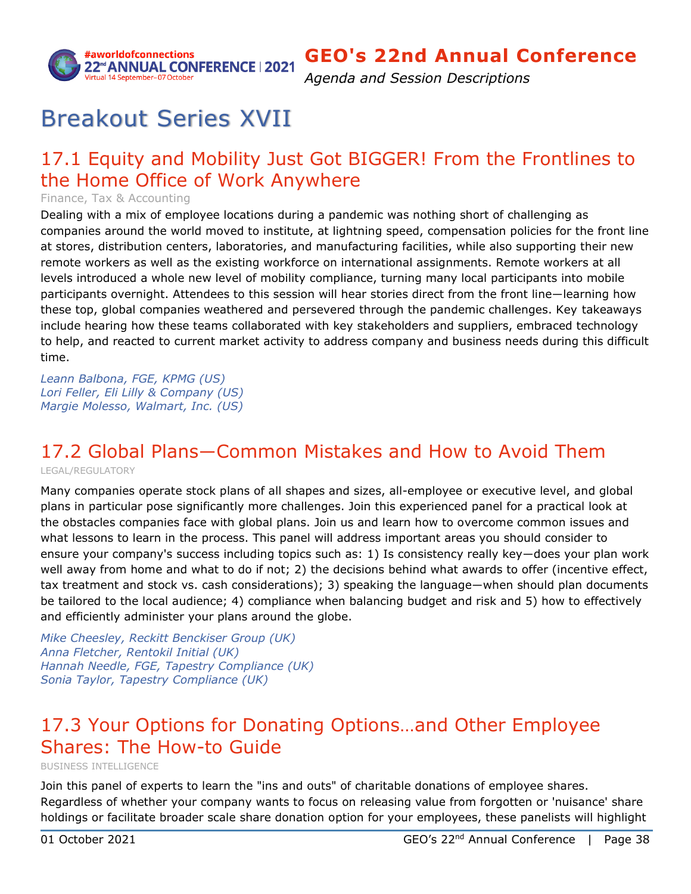# Breakout Series XVII

## 17.1 Equity and Mobility Just Got BIGGER! From the Frontlines to the Home Office of Work Anywhere

Finance, Tax & Accounting

Dealing with a mix of employee locations during a pandemic was nothing short of challenging as companies around the world moved to institute, at lightning speed, compensation policies for the front line at stores, distribution centers, laboratories, and manufacturing facilities, while also supporting their new remote workers as well as the existing workforce on international assignments. Remote workers at all levels introduced a whole new level of mobility compliance, turning many local participants into mobile participants overnight. Attendees to this session will hear stories direct from the front line—learning how these top, global companies weathered and persevered through the pandemic challenges. Key takeaways include hearing how these teams collaborated with key stakeholders and suppliers, embraced technology to help, and reacted to current market activity to address company and business needs during this difficult time.

*Leann Balbona, FGE, KPMG (US)*
*Lori Feller, Eli Lilly & Company (US)*
*Margie Molesso, Walmart, Inc. (US)*

## 17.2 Global Plans—Common Mistakes and How to Avoid Them

LEGAL/REGULATORY

Many companies operate stock plans of all shapes and sizes, all-employee or executive level, and global plans in particular pose significantly more challenges. Join this experienced panel for a practical look at the obstacles companies face with global plans. Join us and learn how to overcome common issues and what lessons to learn in the process. This panel will address important areas you should consider to ensure your company's success including topics such as: 1) Is consistency really key—does your plan work well away from home and what to do if not; 2) the decisions behind what awards to offer (incentive effect, tax treatment and stock vs. cash considerations); 3) speaking the language—when should plan documents be tailored to the local audience; 4) compliance when balancing budget and risk and 5) how to effectively and efficiently administer your plans around the globe.

*Mike Cheesley, Reckitt Benckiser Group (UK)*
*Anna Fletcher, Rentokil Initial (UK)*
*Hannah Needle, FGE, Tapestry Compliance (UK)*
*Sonia Taylor, Tapestry Compliance (UK)*

## 17.3 Your Options for Donating Options…and Other Employee Shares: The How-to Guide

BUSINESS INTELLIGENCE

Join this panel of experts to learn the "ins and outs" of charitable donations of employee shares. Regardless of whether your company wants to focus on releasing value from forgotten or 'nuisance' share holdings or facilitate broader scale share donation option for your employees, these panelists will highlight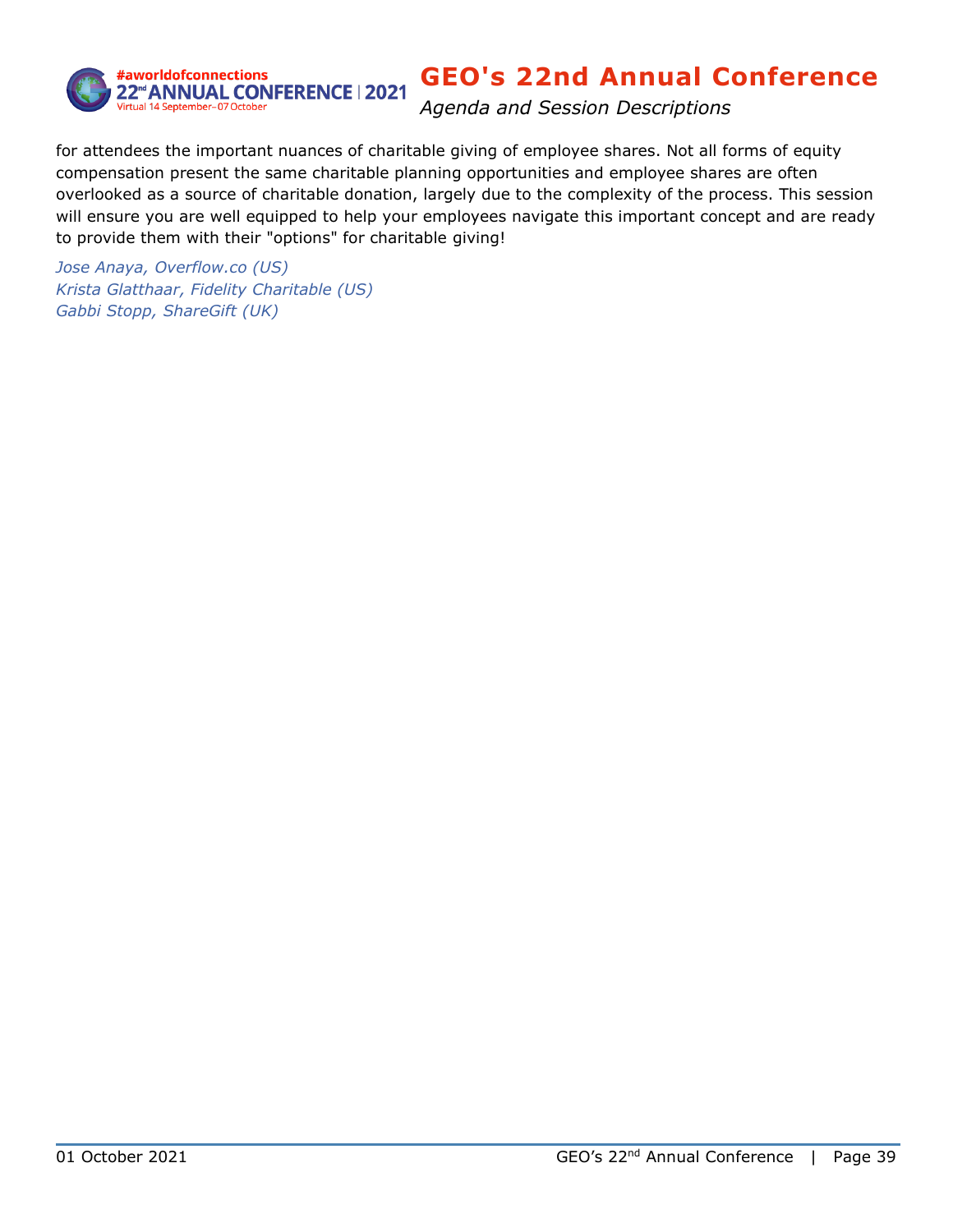for attendees the important nuances of charitable giving of employee shares. Not all forms of equity compensation present the same charitable planning opportunities and employee shares are often overlooked as a source of charitable donation, largely due to the complexity of the process. This session will ensure you are well equipped to help your employees navigate this important concept and are ready to provide them with their "options" for charitable giving!

*Jose Anaya, Overflow.co (US)*
*Krista Glatthaar, Fidelity Charitable (US)*
*Gabbi Stopp, ShareGift (UK)*